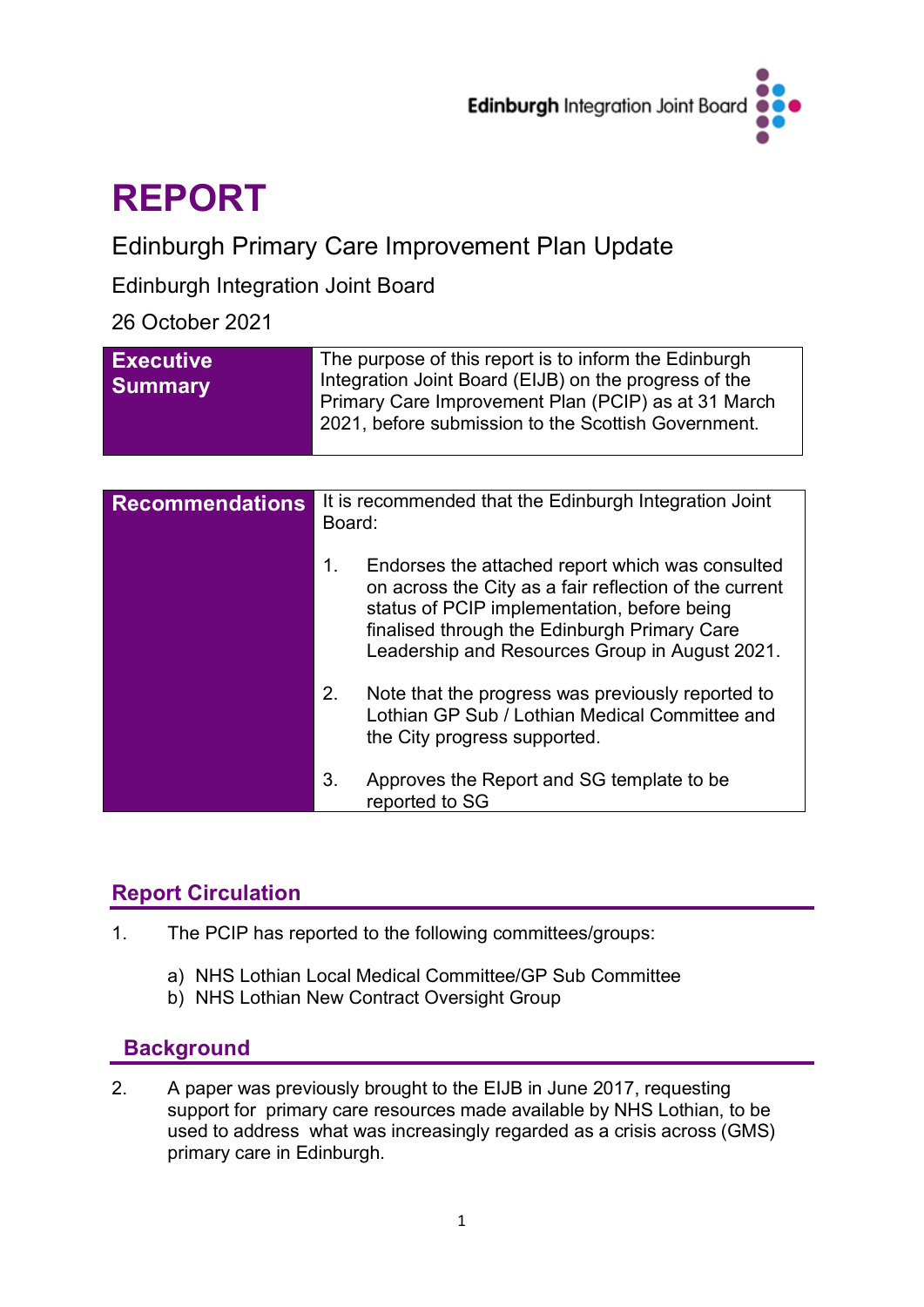Edinburgh Integration Joint Board

# REPORT

## Edinburgh Primary Care Improvement Plan Update

Edinburgh Integration Joint Board

26 October 2021

| **Executive Summary** | The purpose of this report is to inform the Edinburgh Integration Joint Board (EIJB) on the progress of the Primary Care Improvement Plan (PCIP) as at 31 March 2021, before submission to the Scottish Government. |
|---|---|

| **Recommendations** | It is recommended that the Edinburgh Integration Joint Board:<br><br>1. Endorses the attached report which was consulted on across the City as a fair reflection of the current status of PCIP implementation, before being finalised through the Edinburgh Primary Care Leadership and Resources Group in August 2021.<br><br>2. Note that the progress was previously reported to Lothian GP Sub / Lothian Medical Committee and the City progress supported.<br><br>3. Approves the Report and SG template to be reported to SG |
|---|---|

## Report Circulation

1. The PCIP has reported to the following committees/groups:

   a) NHS Lothian Local Medical Committee/GP Sub Committee
   b) NHS Lothian New Contract Oversight Group

## Background

2. A paper was previously brought to the EIJB in June 2017, requesting support for primary care resources made available by NHS Lothian, to be used to address what was increasingly regarded as a crisis across (GMS) primary care in Edinburgh.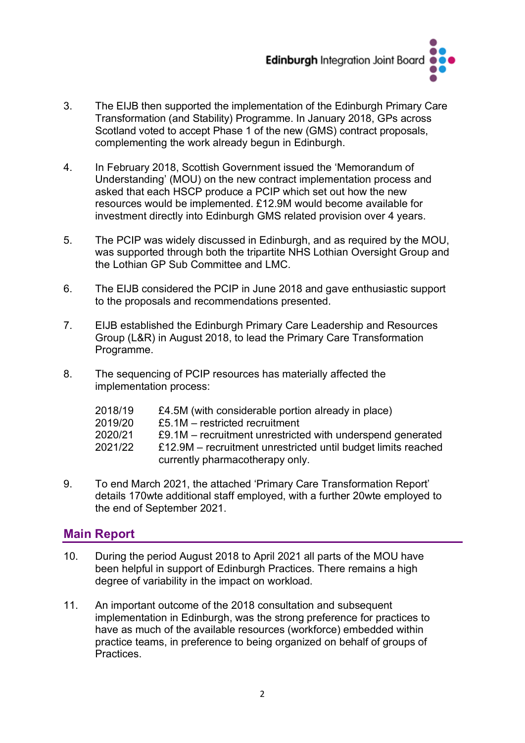3. The EIJB then supported the implementation of the Edinburgh Primary Care Transformation (and Stability) Programme. In January 2018, GPs across Scotland voted to accept Phase 1 of the new (GMS) contract proposals, complementing the work already begun in Edinburgh.

4. In February 2018, Scottish Government issued the 'Memorandum of Understanding' (MOU) on the new contract implementation process and asked that each HSCP produce a PCIP which set out how the new resources would be implemented. £12.9M would become available for investment directly into Edinburgh GMS related provision over 4 years.

5. The PCIP was widely discussed in Edinburgh, and as required by the MOU, was supported through both the tripartite NHS Lothian Oversight Group and the Lothian GP Sub Committee and LMC.

6. The EIJB considered the PCIP in June 2018 and gave enthusiastic support to the proposals and recommendations presented.

7. EIJB established the Edinburgh Primary Care Leadership and Resources Group (L&R) in August 2018, to lead the Primary Care Transformation Programme.

8. The sequencing of PCIP resources has materially affected the implementation process:

| | |
|---|---|
| 2018/19 | £4.5M (with considerable portion already in place) |
| 2019/20 | £5.1M – restricted recruitment |
| 2020/21 | £9.1M – recruitment unrestricted with underspend generated |
| 2021/22 | £12.9M – recruitment unrestricted until budget limits reached currently pharmacotherapy only. |

9. To end March 2021, the attached 'Primary Care Transformation Report' details 170wte additional staff employed, with a further 20wte employed to the end of September 2021.

## Main Report

10. During the period August 2018 to April 2021 all parts of the MOU have been helpful in support of Edinburgh Practices. There remains a high degree of variability in the impact on workload.

11. An important outcome of the 2018 consultation and subsequent implementation in Edinburgh, was the strong preference for practices to have as much of the available resources (workforce) embedded within practice teams, in preference to being organized on behalf of groups of Practices.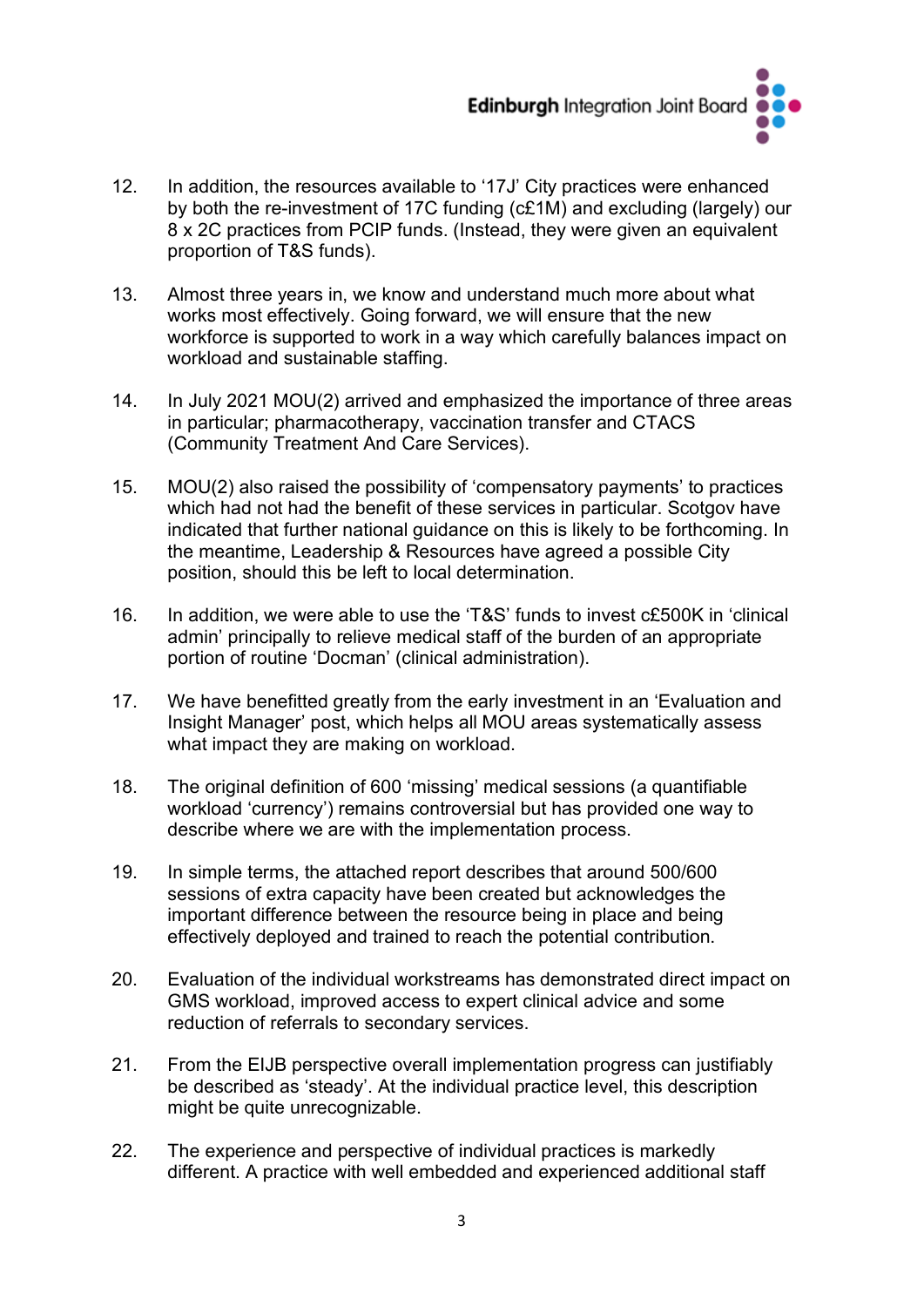12. In addition, the resources available to '17J' City practices were enhanced by both the re-investment of 17C funding (c£1M) and excluding (largely) our 8 x 2C practices from PCIP funds. (Instead, they were given an equivalent proportion of T&S funds).

13. Almost three years in, we know and understand much more about what works most effectively. Going forward, we will ensure that the new workforce is supported to work in a way which carefully balances impact on workload and sustainable staffing.

14. In July 2021 MOU(2) arrived and emphasized the importance of three areas in particular; pharmacotherapy, vaccination transfer and CTACS (Community Treatment And Care Services).

15. MOU(2) also raised the possibility of 'compensatory payments' to practices which had not had the benefit of these services in particular. Scotgov have indicated that further national guidance on this is likely to be forthcoming. In the meantime, Leadership & Resources have agreed a possible City position, should this be left to local determination.

16. In addition, we were able to use the 'T&S' funds to invest c£500K in 'clinical admin' principally to relieve medical staff of the burden of an appropriate portion of routine 'Docman' (clinical administration).

17. We have benefitted greatly from the early investment in an 'Evaluation and Insight Manager' post, which helps all MOU areas systematically assess what impact they are making on workload.

18. The original definition of 600 'missing' medical sessions (a quantifiable workload 'currency') remains controversial but has provided one way to describe where we are with the implementation process.

19. In simple terms, the attached report describes that around 500/600 sessions of extra capacity have been created but acknowledges the important difference between the resource being in place and being effectively deployed and trained to reach the potential contribution.

20. Evaluation of the individual workstreams has demonstrated direct impact on GMS workload, improved access to expert clinical advice and some reduction of referrals to secondary services.

21. From the EIJB perspective overall implementation progress can justifiably be described as 'steady'. At the individual practice level, this description might be quite unrecognizable.

22. The experience and perspective of individual practices is markedly different. A practice with well embedded and experienced additional staff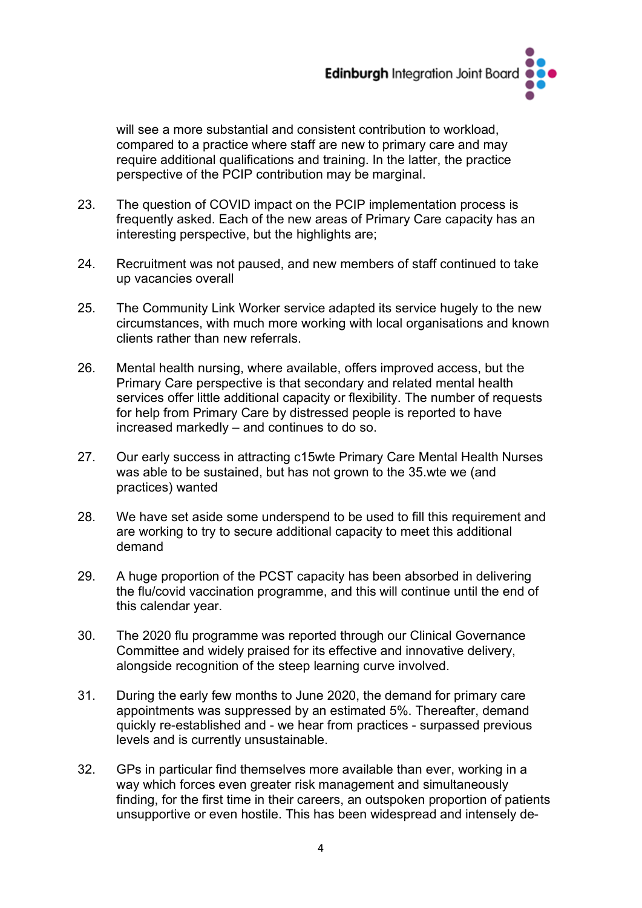will see a more substantial and consistent contribution to workload, compared to a practice where staff are new to primary care and may require additional qualifications and training. In the latter, the practice perspective of the PCIP contribution may be marginal.

23. The question of COVID impact on the PCIP implementation process is frequently asked. Each of the new areas of Primary Care capacity has an interesting perspective, but the highlights are;

24. Recruitment was not paused, and new members of staff continued to take up vacancies overall

25. The Community Link Worker service adapted its service hugely to the new circumstances, with much more working with local organisations and known clients rather than new referrals.

26. Mental health nursing, where available, offers improved access, but the Primary Care perspective is that secondary and related mental health services offer little additional capacity or flexibility. The number of requests for help from Primary Care by distressed people is reported to have increased markedly – and continues to do so.

27. Our early success in attracting c15wte Primary Care Mental Health Nurses was able to be sustained, but has not grown to the 35.wte we (and practices) wanted

28. We have set aside some underspend to be used to fill this requirement and are working to try to secure additional capacity to meet this additional demand

29. A huge proportion of the PCST capacity has been absorbed in delivering the flu/covid vaccination programme, and this will continue until the end of this calendar year.

30. The 2020 flu programme was reported through our Clinical Governance Committee and widely praised for its effective and innovative delivery, alongside recognition of the steep learning curve involved.

31. During the early few months to June 2020, the demand for primary care appointments was suppressed by an estimated 5%. Thereafter, demand quickly re-established and - we hear from practices - surpassed previous levels and is currently unsustainable.

32. GPs in particular find themselves more available than ever, working in a way which forces even greater risk management and simultaneously finding, for the first time in their careers, an outspoken proportion of patients unsupportive or even hostile. This has been widespread and intensely de-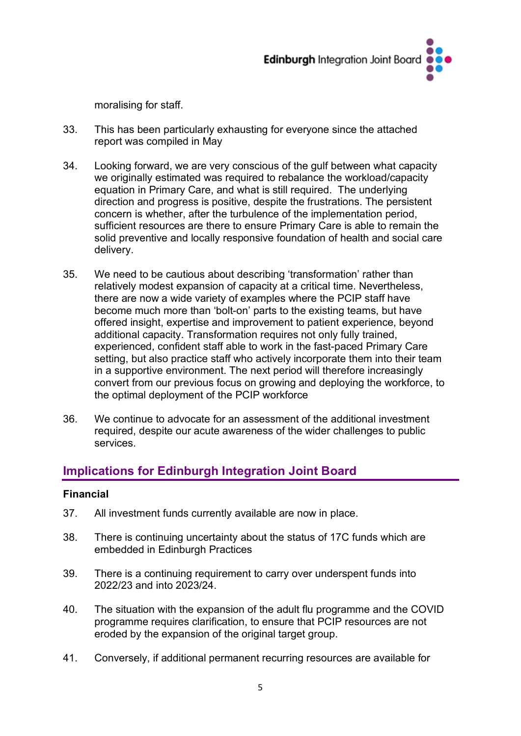moralising for staff.

33. This has been particularly exhausting for everyone since the attached report was compiled in May

34. Looking forward, we are very conscious of the gulf between what capacity we originally estimated was required to rebalance the workload/capacity equation in Primary Care, and what is still required. The underlying direction and progress is positive, despite the frustrations. The persistent concern is whether, after the turbulence of the implementation period, sufficient resources are there to ensure Primary Care is able to remain the solid preventive and locally responsive foundation of health and social care delivery.

35. We need to be cautious about describing 'transformation' rather than relatively modest expansion of capacity at a critical time. Nevertheless, there are now a wide variety of examples where the PCIP staff have become much more than 'bolt-on' parts to the existing teams, but have offered insight, expertise and improvement to patient experience, beyond additional capacity. Transformation requires not only fully trained, experienced, confident staff able to work in the fast-paced Primary Care setting, but also practice staff who actively incorporate them into their team in a supportive environment. The next period will therefore increasingly convert from our previous focus on growing and deploying the workforce, to the optimal deployment of the PCIP workforce

36. We continue to advocate for an assessment of the additional investment required, despite our acute awareness of the wider challenges to public services.

## Implications for Edinburgh Integration Joint Board

### Financial

37. All investment funds currently available are now in place.

38. There is continuing uncertainty about the status of 17C funds which are embedded in Edinburgh Practices

39. There is a continuing requirement to carry over underspent funds into 2022/23 and into 2023/24.

40. The situation with the expansion of the adult flu programme and the COVID programme requires clarification, to ensure that PCIP resources are not eroded by the expansion of the original target group.

41. Conversely, if additional permanent recurring resources are available for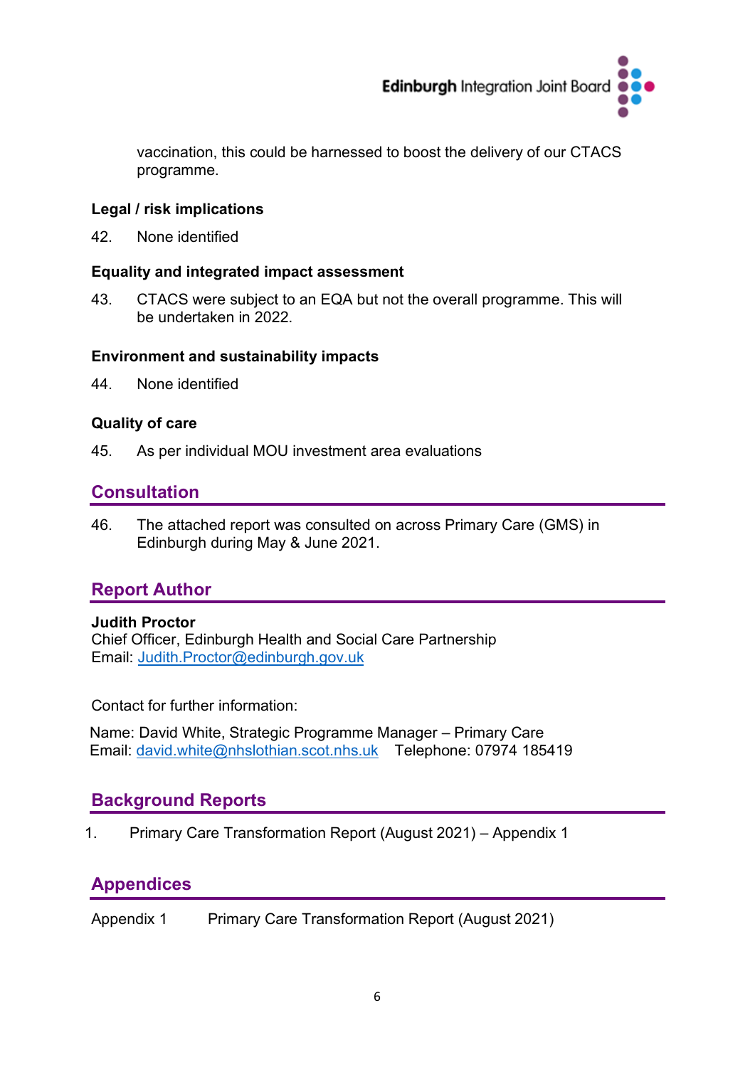vaccination, this could be harnessed to boost the delivery of our CTACS programme.

**Legal / risk implications**

42. None identified

**Equality and integrated impact assessment**

43. CTACS were subject to an EQA but not the overall programme. This will be undertaken in 2022.

**Environment and sustainability impacts**

44. None identified

**Quality of care**

45. As per individual MOU investment area evaluations

## Consultation

46. The attached report was consulted on across Primary Care (GMS) in Edinburgh during May & June 2021.

## Report Author

**Judith Proctor**
Chief Officer, Edinburgh Health and Social Care Partnership
Email: Judith.Proctor@edinburgh.gov.uk

Contact for further information:

Name: David White, Strategic Programme Manager – Primary Care
Email: david.white@nhslothian.scot.nhs.uk Telephone: 07974 185419

## Background Reports

1. Primary Care Transformation Report (August 2021) – Appendix 1

## Appendices

Appendix 1 Primary Care Transformation Report (August 2021)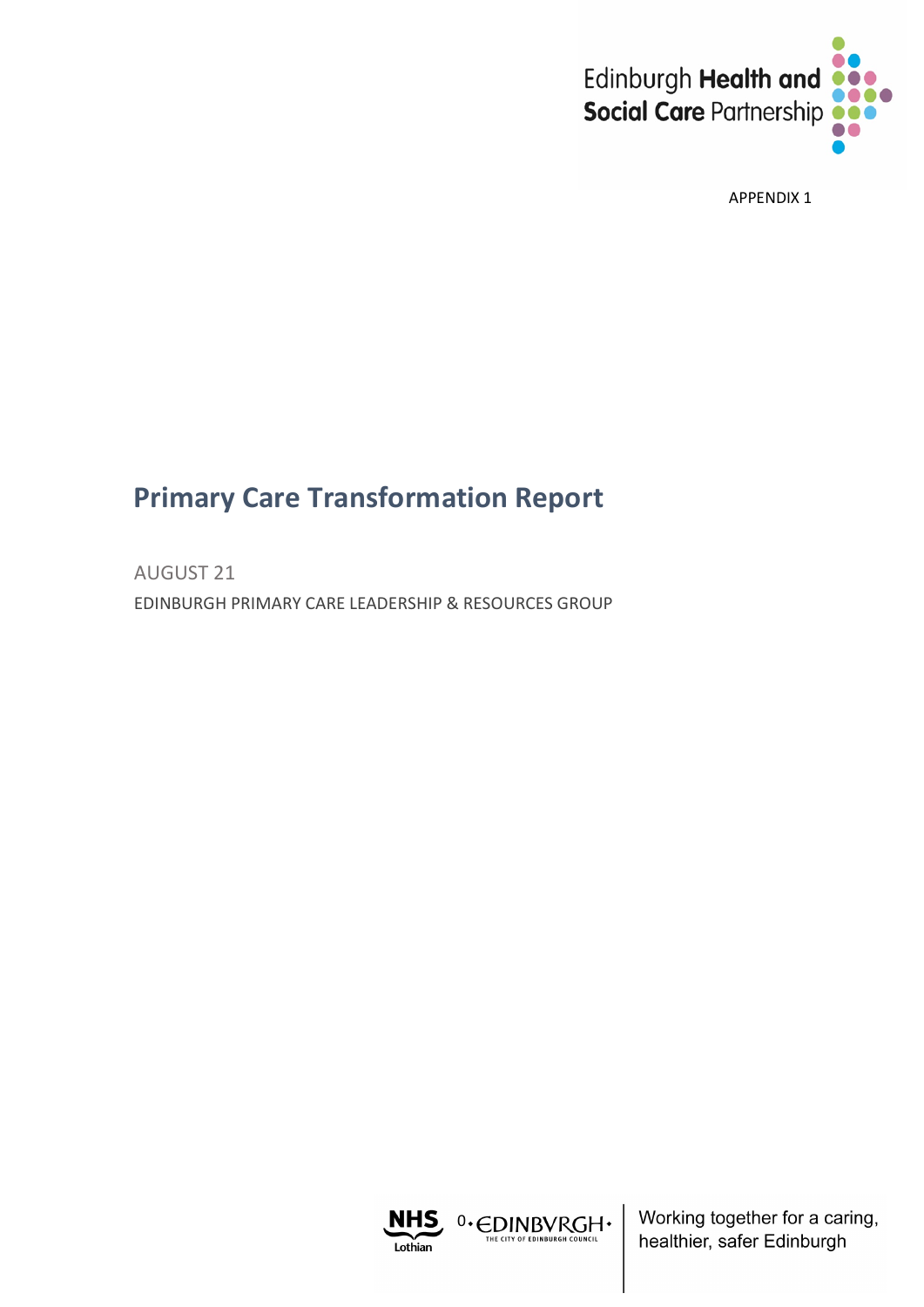APPENDIX 1

# Primary Care Transformation Report

AUGUST 21

EDINBURGH PRIMARY CARE LEADERSHIP & RESOURCES GROUP

Working together for a caring, healthier, safer Edinburgh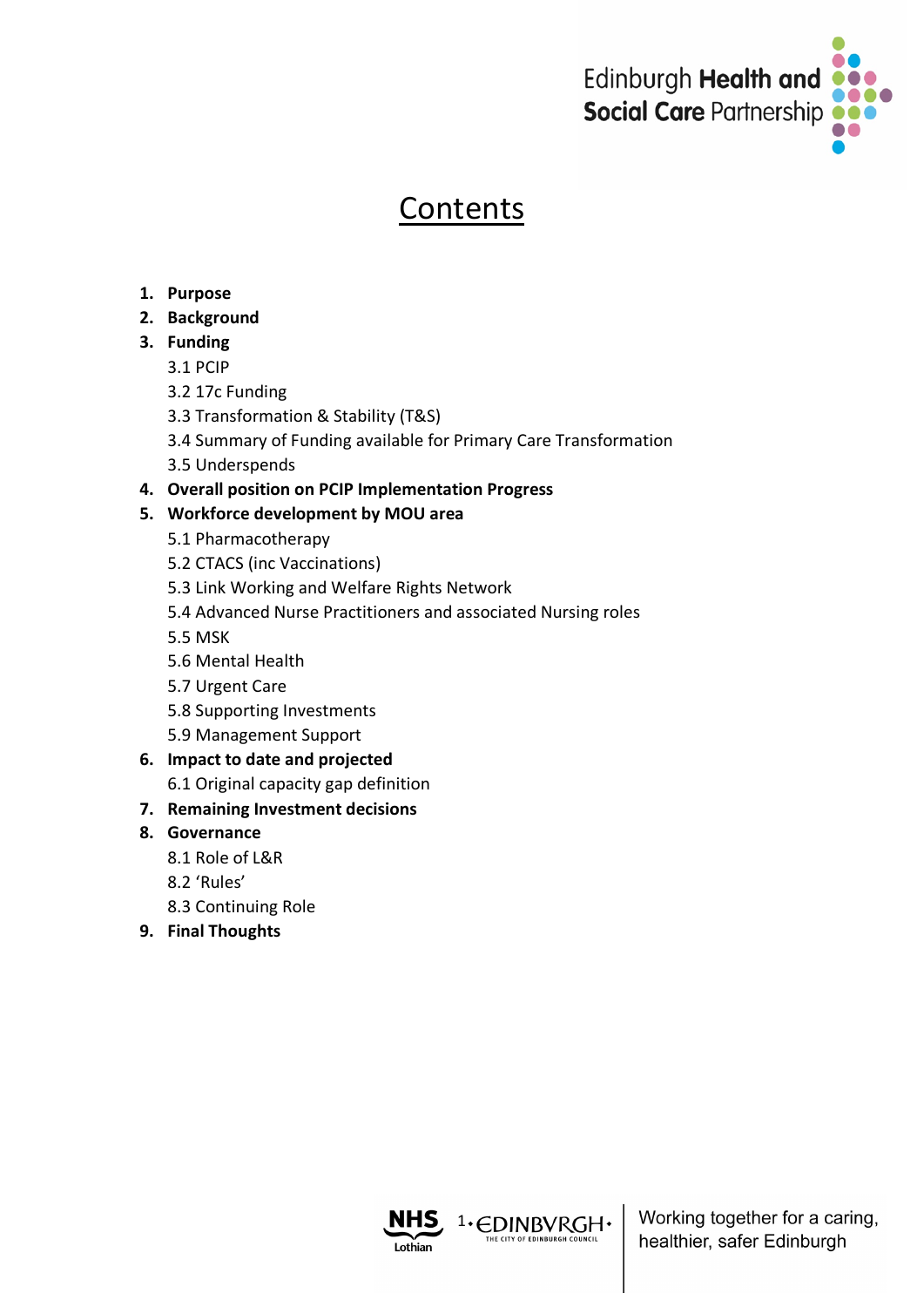# Contents

1. **Purpose**
2. **Background**
3. **Funding**
   - 3.1 PCIP
   - 3.2 17c Funding
   - 3.3 Transformation & Stability (T&S)
   - 3.4 Summary of Funding available for Primary Care Transformation
   - 3.5 Underspends
4. **Overall position on PCIP Implementation Progress**
5. **Workforce development by MOU area**
   - 5.1 Pharmacotherapy
   - 5.2 CTACS (inc Vaccinations)
   - 5.3 Link Working and Welfare Rights Network
   - 5.4 Advanced Nurse Practitioners and associated Nursing roles
   - 5.5 MSK
   - 5.6 Mental Health
   - 5.7 Urgent Care
   - 5.8 Supporting Investments
   - 5.9 Management Support
6. **Impact to date and projected**
   - 6.1 Original capacity gap definition
7. **Remaining Investment decisions**
8. **Governance**
   - 8.1 Role of L&R
   - 8.2 'Rules'
   - 8.3 Continuing Role
9. **Final Thoughts**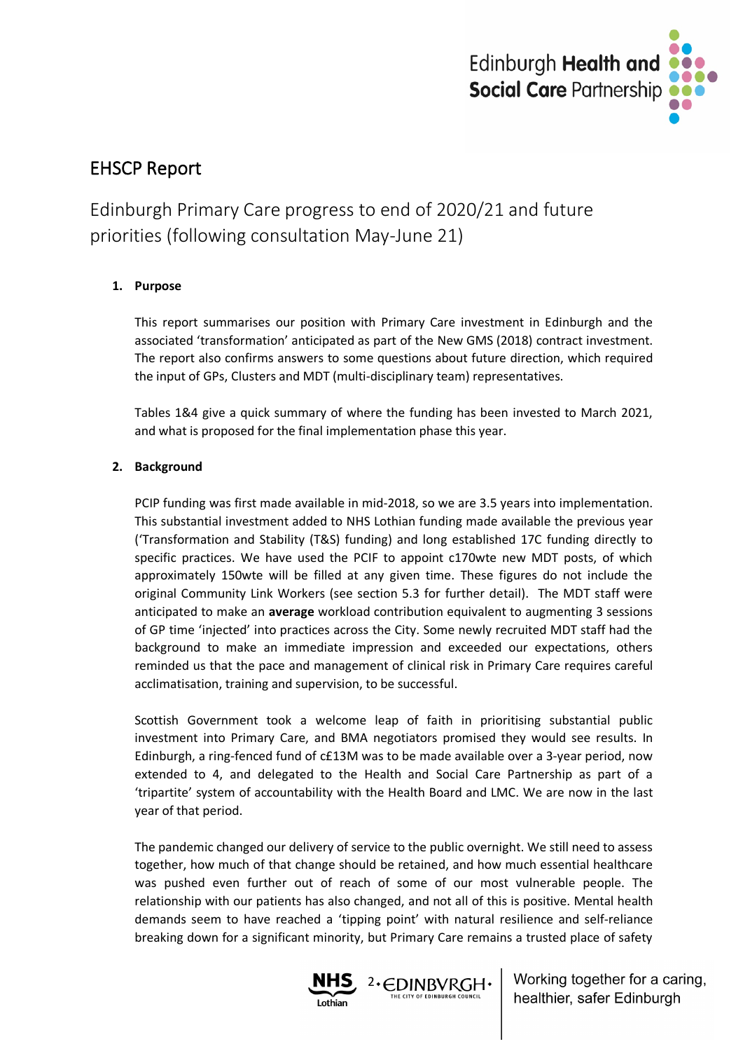# EHSCP Report

## Edinburgh Primary Care progress to end of 2020/21 and future priorities (following consultation May-June 21)

### 1. Purpose

This report summarises our position with Primary Care investment in Edinburgh and the associated 'transformation' anticipated as part of the New GMS (2018) contract investment. The report also confirms answers to some questions about future direction, which required the input of GPs, Clusters and MDT (multi-disciplinary team) representatives.

Tables 1&4 give a quick summary of where the funding has been invested to March 2021, and what is proposed for the final implementation phase this year.

### 2. Background

PCIP funding was first made available in mid-2018, so we are 3.5 years into implementation. This substantial investment added to NHS Lothian funding made available the previous year ('Transformation and Stability (T&S) funding) and long established 17C funding directly to specific practices. We have used the PCIF to appoint c170wte new MDT posts, of which approximately 150wte will be filled at any given time. These figures do not include the original Community Link Workers (see section 5.3 for further detail). The MDT staff were anticipated to make an **average** workload contribution equivalent to augmenting 3 sessions of GP time 'injected' into practices across the City. Some newly recruited MDT staff had the background to make an immediate impression and exceeded our expectations, others reminded us that the pace and management of clinical risk in Primary Care requires careful acclimatisation, training and supervision, to be successful.

Scottish Government took a welcome leap of faith in prioritising substantial public investment into Primary Care, and BMA negotiators promised they would see results. In Edinburgh, a ring-fenced fund of c£13M was to be made available over a 3-year period, now extended to 4, and delegated to the Health and Social Care Partnership as part of a 'tripartite' system of accountability with the Health Board and LMC. We are now in the last year of that period.

The pandemic changed our delivery of service to the public overnight. We still need to assess together, how much of that change should be retained, and how much essential healthcare was pushed even further out of reach of some of our most vulnerable people. The relationship with our patients has also changed, and not all of this is positive. Mental health demands seem to have reached a 'tipping point' with natural resilience and self-reliance breaking down for a significant minority, but Primary Care remains a trusted place of safety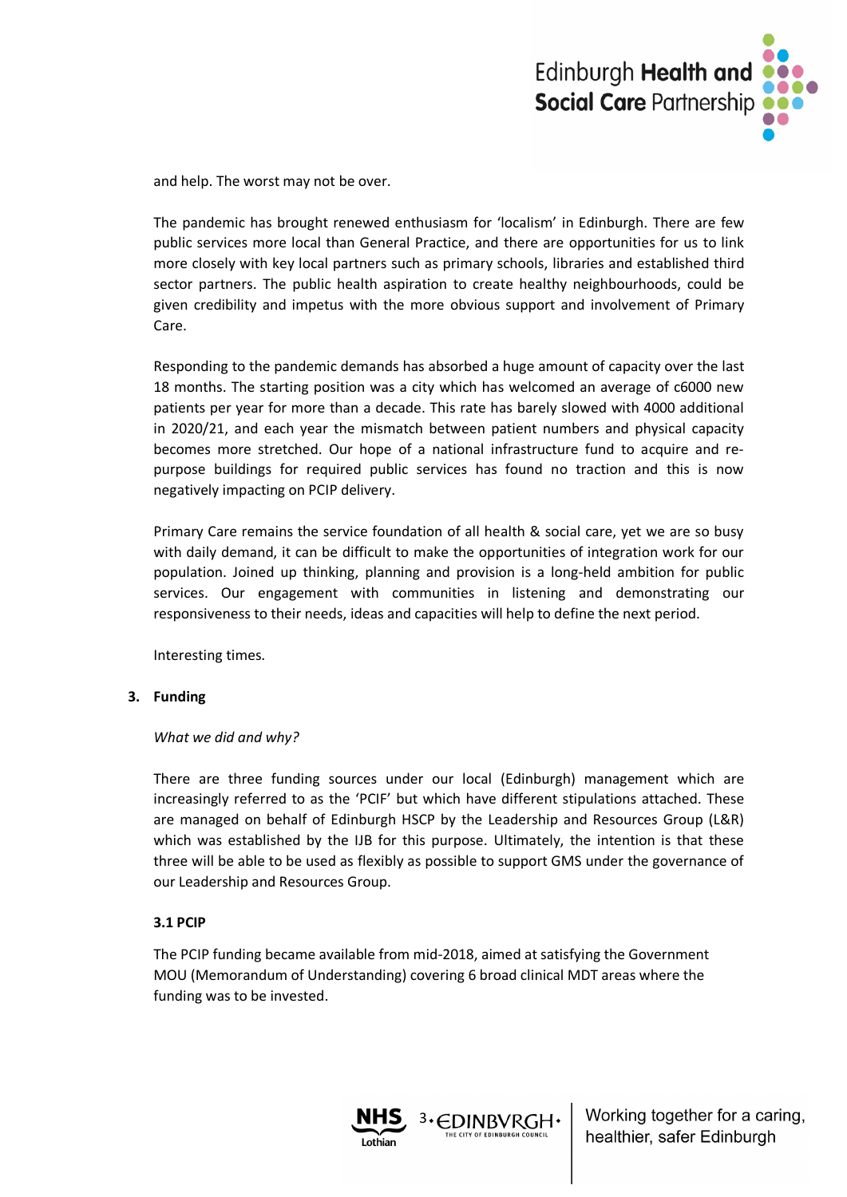and help. The worst may not be over.

The pandemic has brought renewed enthusiasm for 'localism' in Edinburgh. There are few public services more local than General Practice, and there are opportunities for us to link more closely with key local partners such as primary schools, libraries and established third sector partners. The public health aspiration to create healthy neighbourhoods, could be given credibility and impetus with the more obvious support and involvement of Primary Care.

Responding to the pandemic demands has absorbed a huge amount of capacity over the last 18 months. The starting position was a city which has welcomed an average of c6000 new patients per year for more than a decade. This rate has barely slowed with 4000 additional in 2020/21, and each year the mismatch between patient numbers and physical capacity becomes more stretched. Our hope of a national infrastructure fund to acquire and re-purpose buildings for required public services has found no traction and this is now negatively impacting on PCIP delivery.

Primary Care remains the service foundation of all health & social care, yet we are so busy with daily demand, it can be difficult to make the opportunities of integration work for our population. Joined up thinking, planning and provision is a long-held ambition for public services. Our engagement with communities in listening and demonstrating our responsiveness to their needs, ideas and capacities will help to define the next period.

Interesting times.

## 3. Funding

*What we did and why?*

There are three funding sources under our local (Edinburgh) management which are increasingly referred to as the 'PCIF' but which have different stipulations attached. These are managed on behalf of Edinburgh HSCP by the Leadership and Resources Group (L&R) which was established by the IJB for this purpose. Ultimately, the intention is that these three will be able to be used as flexibly as possible to support GMS under the governance of our Leadership and Resources Group.

### 3.1 PCIP

The PCIP funding became available from mid-2018, aimed at satisfying the Government MOU (Memorandum of Understanding) covering 6 broad clinical MDT areas where the funding was to be invested.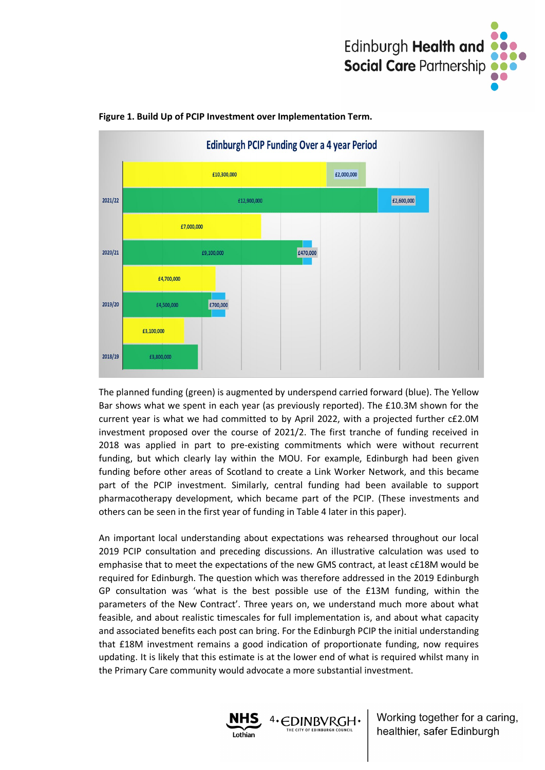**Figure 1. Build Up of PCIP Investment over Implementation Term.**

Edinburgh PCIP Funding Over a 4 year Period

| Year | Planned funding (green) | Underspend carried forward (blue) | Spent (yellow) | Projected further investment |
|---|---|---|---|---|
| 2021/22 | £12,900,000 | £2,600,000 | £10,300,000 | £2,000,000 |
| 2020/21 | £9,100,000 | £470,000 | £7,000,000 | |
| 2019/20 | £4,500,000 | £700,000 | £4,700,000 | |
| 2018/19 | £3,800,000 | | £3,100,000 | |

The planned funding (green) is augmented by underspend carried forward (blue). The Yellow Bar shows what we spent in each year (as previously reported). The £10.3M shown for the current year is what we had committed to by April 2022, with a projected further c£2.0M investment proposed over the course of 2021/2. The first tranche of funding received in 2018 was applied in part to pre-existing commitments which were without recurrent funding, but which clearly lay within the MOU. For example, Edinburgh had been given funding before other areas of Scotland to create a Link Worker Network, and this became part of the PCIP investment. Similarly, central funding had been available to support pharmacotherapy development, which became part of the PCIP. (These investments and others can be seen in the first year of funding in Table 4 later in this paper).

An important local understanding about expectations was rehearsed throughout our local 2019 PCIP consultation and preceding discussions. An illustrative calculation was used to emphasise that to meet the expectations of the new GMS contract, at least c£18M would be required for Edinburgh. The question which was therefore addressed in the 2019 Edinburgh GP consultation was 'what is the best possible use of the £13M funding, within the parameters of the New Contract'. Three years on, we understand much more about what feasible, and about realistic timescales for full implementation is, and about what capacity and associated benefits each post can bring. For the Edinburgh PCIP the initial understanding that £18M investment remains a good indication of proportionate funding, now requires updating. It is likely that this estimate is at the lower end of what is required whilst many in the Primary Care community would advocate a more substantial investment.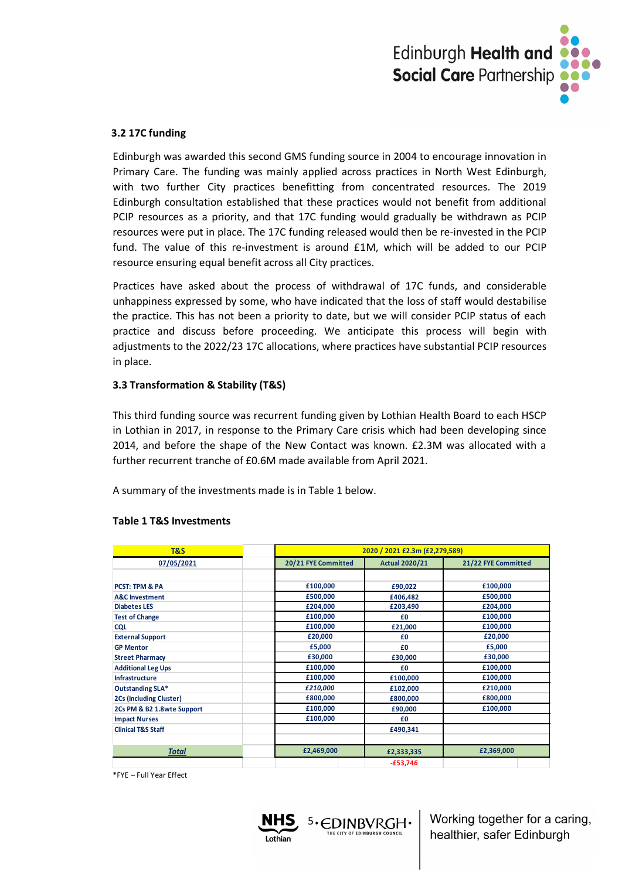### 3.2 17C funding

Edinburgh was awarded this second GMS funding source in 2004 to encourage innovation in Primary Care. The funding was mainly applied across practices in North West Edinburgh, with two further City practices benefitting from concentrated resources. The 2019 Edinburgh consultation established that these practices would not benefit from additional PCIP resources as a priority, and that 17C funding would gradually be withdrawn as PCIP resources were put in place. The 17C funding released would then be re-invested in the PCIP fund. The value of this re-investment is around £1M, which will be added to our PCIP resource ensuring equal benefit across all City practices.

Practices have asked about the process of withdrawal of 17C funds, and considerable unhappiness expressed by some, who have indicated that the loss of staff would destabilise the practice. This has not been a priority to date, but we will consider PCIP status of each practice and discuss before proceeding. We anticipate this process will begin with adjustments to the 2022/23 17C allocations, where practices have substantial PCIP resources in place.

### 3.3 Transformation & Stability (T&S)

This third funding source was recurrent funding given by Lothian Health Board to each HSCP in Lothian in 2017, in response to the Primary Care crisis which had been developing since 2014, and before the shape of the New Contact was known. £2.3M was allocated with a further recurrent tranche of £0.6M made available from April 2021.

A summary of the investments made is in Table 1 below.

**Table 1 T&S Investments**

| T&S | 2020 / 2021 £2.3m (£2,279,589) | | |
|---|---|---|---|
| 07/05/2021 | 20/21 FYE Committed | Actual 2020/21 | 21/22 FYE Committed |
| PCST: TPM & PA | £100,000 | £90,022 | £100,000 |
| A&C Investment | £500,000 | £406,482 | £500,000 |
| Diabetes LES | £204,000 | £203,490 | £204,000 |
| Test of Change | £100,000 | £0 | £100,000 |
| CQL | £100,000 | £21,000 | £100,000 |
| External Support | £20,000 | £0 | £20,000 |
| GP Mentor | £5,000 | £0 | £5,000 |
| Street Pharmacy | £30,000 | £30,000 | £30,000 |
| Additional Leg Ups | £100,000 | £0 | £100,000 |
| Infrastructure | £100,000 | £100,000 | £100,000 |
| Outstanding SLA* | *£210,000* | £102,000 | £210,000 |
| 2Cs (Including Cluster) | £800,000 | £800,000 | £800,000 |
| 2Cs PM & B2 1.8wte Support | £100,000 | £90,000 | £100,000 |
| Impact Nurses | £100,000 | £0 | |
| Clinical T&S Staff | | £490,341 | |
| ***Total*** | £2,469,000 | £2,333,335 | £2,369,000 |
| | | -£53,746 | |

*FYE – Full Year Effect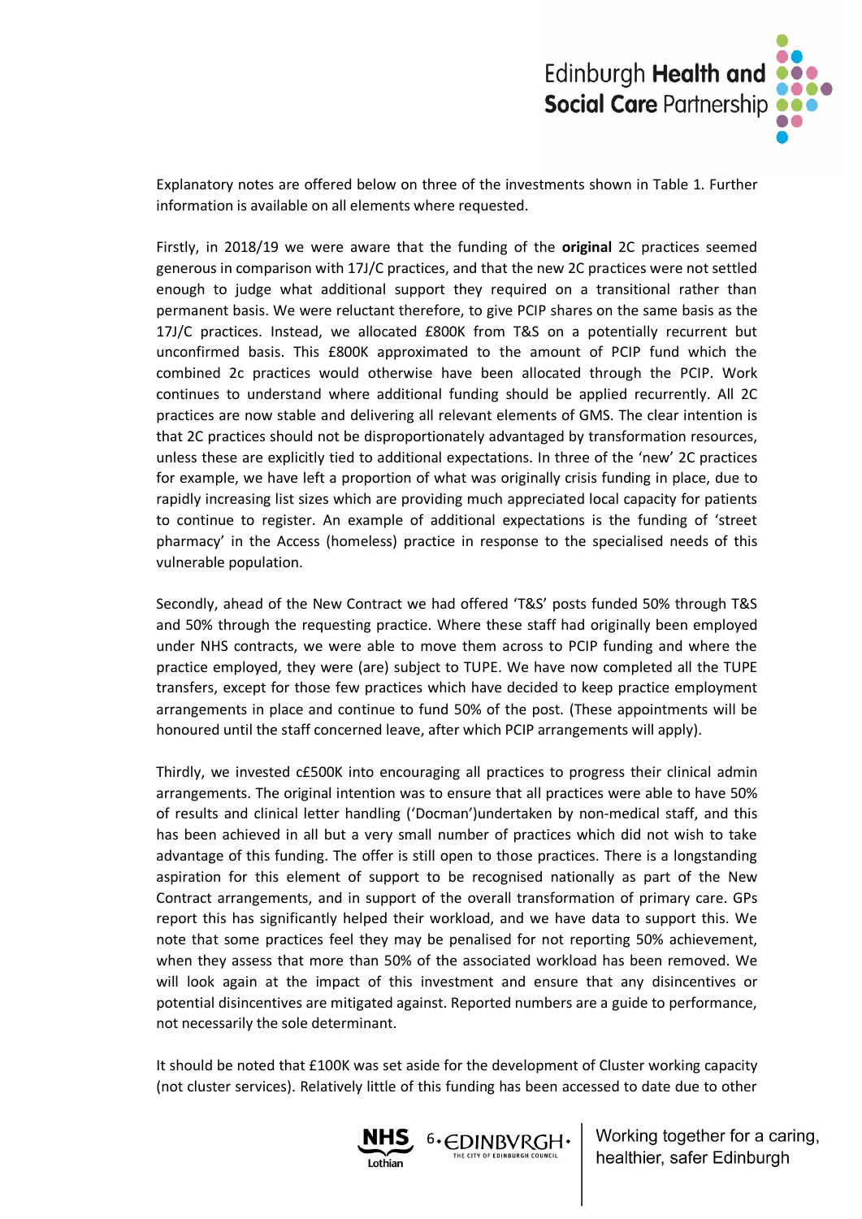Explanatory notes are offered below on three of the investments shown in Table 1. Further information is available on all elements where requested.

Firstly, in 2018/19 we were aware that the funding of the **original** 2C practices seemed generous in comparison with 17J/C practices, and that the new 2C practices were not settled enough to judge what additional support they required on a transitional rather than permanent basis. We were reluctant therefore, to give PCIP shares on the same basis as the 17J/C practices. Instead, we allocated £800K from T&S on a potentially recurrent but unconfirmed basis. This £800K approximated to the amount of PCIP fund which the combined 2c practices would otherwise have been allocated through the PCIP. Work continues to understand where additional funding should be applied recurrently. All 2C practices are now stable and delivering all relevant elements of GMS. The clear intention is that 2C practices should not be disproportionately advantaged by transformation resources, unless these are explicitly tied to additional expectations. In three of the 'new' 2C practices for example, we have left a proportion of what was originally crisis funding in place, due to rapidly increasing list sizes which are providing much appreciated local capacity for patients to continue to register. An example of additional expectations is the funding of 'street pharmacy' in the Access (homeless) practice in response to the specialised needs of this vulnerable population.

Secondly, ahead of the New Contract we had offered 'T&S' posts funded 50% through T&S and 50% through the requesting practice. Where these staff had originally been employed under NHS contracts, we were able to move them across to PCIP funding and where the practice employed, they were (are) subject to TUPE. We have now completed all the TUPE transfers, except for those few practices which have decided to keep practice employment arrangements in place and continue to fund 50% of the post. (These appointments will be honoured until the staff concerned leave, after which PCIP arrangements will apply).

Thirdly, we invested c£500K into encouraging all practices to progress their clinical admin arrangements. The original intention was to ensure that all practices were able to have 50% of results and clinical letter handling ('Docman')undertaken by non-medical staff, and this has been achieved in all but a very small number of practices which did not wish to take advantage of this funding. The offer is still open to those practices. There is a longstanding aspiration for this element of support to be recognised nationally as part of the New Contract arrangements, and in support of the overall transformation of primary care. GPs report this has significantly helped their workload, and we have data to support this. We note that some practices feel they may be penalised for not reporting 50% achievement, when they assess that more than 50% of the associated workload has been removed. We will look again at the impact of this investment and ensure that any disincentives or potential disincentives are mitigated against. Reported numbers are a guide to performance, not necessarily the sole determinant.

It should be noted that £100K was set aside for the development of Cluster working capacity (not cluster services). Relatively little of this funding has been accessed to date due to other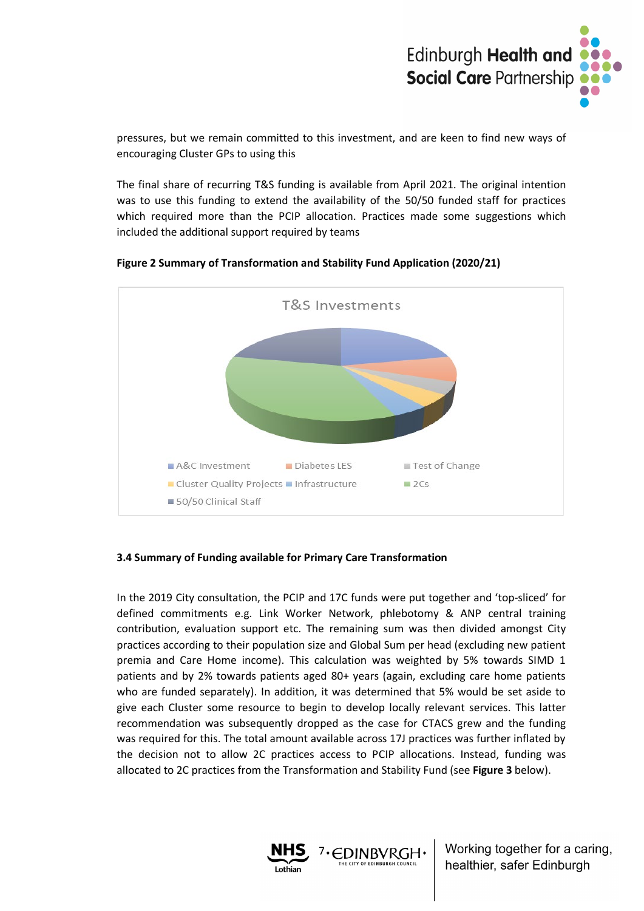pressures, but we remain committed to this investment, and are keen to find new ways of encouraging Cluster GPs to using this

The final share of recurring T&S funding is available from April 2021. The original intention was to use this funding to extend the availability of the 50/50 funded staff for practices which required more than the PCIP allocation. Practices made some suggestions which included the additional support required by teams

**Figure 2 Summary of Transformation and Stability Fund Application (2020/21)**

T&S Investments

- A&C Investment
- Diabetes LES
- Test of Change
- Cluster Quality Projects
- Infrastructure
- 2Cs
- 50/50 Clinical Staff

**3.4 Summary of Funding available for Primary Care Transformation**

In the 2019 City consultation, the PCIP and 17C funds were put together and 'top-sliced' for defined commitments e.g. Link Worker Network, phlebotomy & ANP central training contribution, evaluation support etc. The remaining sum was then divided amongst City practices according to their population size and Global Sum per head (excluding new patient premia and Care Home income). This calculation was weighted by 5% towards SIMD 1 patients and by 2% towards patients aged 80+ years (again, excluding care home patients who are funded separately). In addition, it was determined that 5% would be set aside to give each Cluster some resource to begin to develop locally relevant services. This latter recommendation was subsequently dropped as the case for CTACS grew and the funding was required for this. The total amount available across 17J practices was further inflated by the decision not to allow 2C practices access to PCIP allocations. Instead, funding was allocated to 2C practices from the Transformation and Stability Fund (see **Figure 3** below).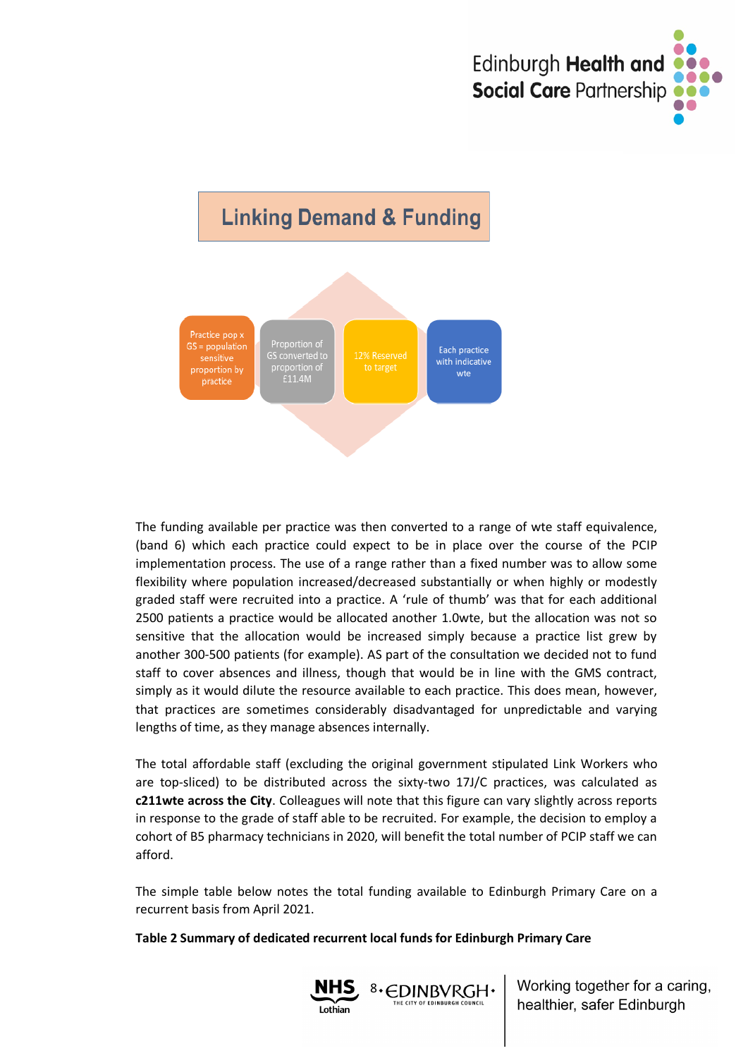## Linking Demand & Funding

Practice pop x GS = population sensitive proportion by practice → Proportion of GS converted to proportion of £11.4M → 12% Reserved to target → Each practice with indicative wte

The funding available per practice was then converted to a range of wte staff equivalence, (band 6) which each practice could expect to be in place over the course of the PCIP implementation process. The use of a range rather than a fixed number was to allow some flexibility where population increased/decreased substantially or when highly or modestly graded staff were recruited into a practice. A 'rule of thumb' was that for each additional 2500 patients a practice would be allocated another 1.0wte, but the allocation was not so sensitive that the allocation would be increased simply because a practice list grew by another 300-500 patients (for example). AS part of the consultation we decided not to fund staff to cover absences and illness, though that would be in line with the GMS contract, simply as it would dilute the resource available to each practice. This does mean, however, that practices are sometimes considerably disadvantaged for unpredictable and varying lengths of time, as they manage absences internally.

The total affordable staff (excluding the original government stipulated Link Workers who are top-sliced) to be distributed across the sixty-two 17J/C practices, was calculated as **c211wte across the City**. Colleagues will note that this figure can vary slightly across reports in response to the grade of staff able to be recruited. For example, the decision to employ a cohort of B5 pharmacy technicians in 2020, will benefit the total number of PCIP staff we can afford.

The simple table below notes the total funding available to Edinburgh Primary Care on a recurrent basis from April 2021.

**Table 2 Summary of dedicated recurrent local funds for Edinburgh Primary Care**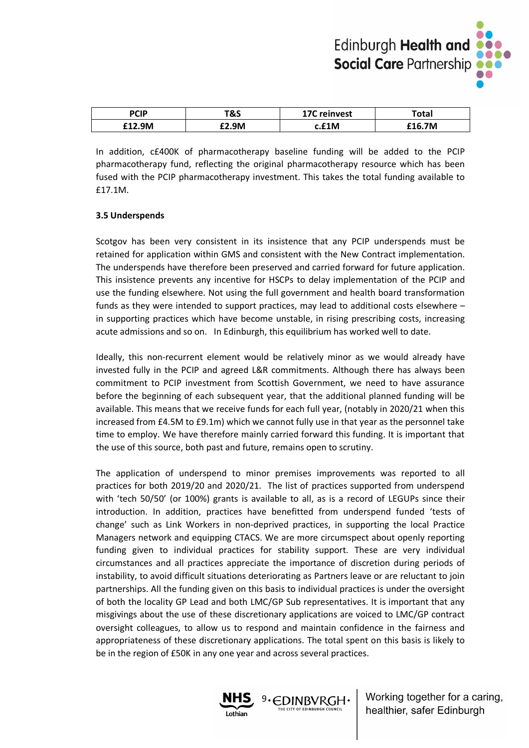| PCIP | T&S | 17C reinvest | Total |
|---|---|---|---|
| £12.9M | £2.9M | c.£1M | £16.7M |

In addition, c£400K of pharmacotherapy baseline funding will be added to the PCIP pharmacotherapy fund, reflecting the original pharmacotherapy resource which has been fused with the PCIP pharmacotherapy investment. This takes the total funding available to £17.1M.

### 3.5 Underspends

Scotgov has been very consistent in its insistence that any PCIP underspends must be retained for application within GMS and consistent with the New Contract implementation. The underspends have therefore been preserved and carried forward for future application. This insistence prevents any incentive for HSCPs to delay implementation of the PCIP and use the funding elsewhere. Not using the full government and health board transformation funds as they were intended to support practices, may lead to additional costs elsewhere – in supporting practices which have become unstable, in rising prescribing costs, increasing acute admissions and so on. In Edinburgh, this equilibrium has worked well to date.

Ideally, this non-recurrent element would be relatively minor as we would already have invested fully in the PCIP and agreed L&R commitments. Although there has always been commitment to PCIP investment from Scottish Government, we need to have assurance before the beginning of each subsequent year, that the additional planned funding will be available. This means that we receive funds for each full year, (notably in 2020/21 when this increased from £4.5M to £9.1m) which we cannot fully use in that year as the personnel take time to employ. We have therefore mainly carried forward this funding. It is important that the use of this source, both past and future, remains open to scrutiny.

The application of underspend to minor premises improvements was reported to all practices for both 2019/20 and 2020/21. The list of practices supported from underspend with 'tech 50/50' (or 100%) grants is available to all, as is a record of LEGUPs since their introduction. In addition, practices have benefitted from underspend funded 'tests of change' such as Link Workers in non-deprived practices, in supporting the local Practice Managers network and equipping CTACS. We are more circumspect about openly reporting funding given to individual practices for stability support. These are very individual circumstances and all practices appreciate the importance of discretion during periods of instability, to avoid difficult situations deteriorating as Partners leave or are reluctant to join partnerships. All the funding given on this basis to individual practices is under the oversight of both the locality GP Lead and both LMC/GP Sub representatives. It is important that any misgivings about the use of these discretionary applications are voiced to LMC/GP contract oversight colleagues, to allow us to respond and maintain confidence in the fairness and appropriateness of these discretionary applications. The total spent on this basis is likely to be in the region of £50K in any one year and across several practices.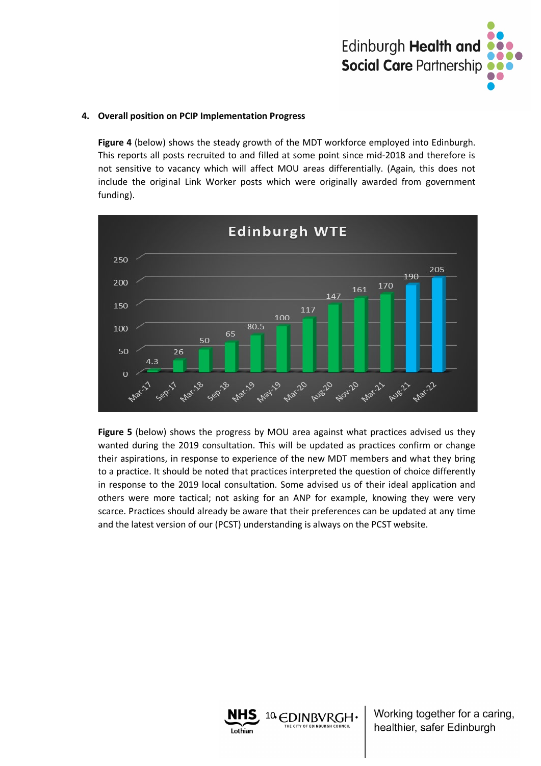## 4. Overall position on PCIP Implementation Progress

**Figure 4** (below) shows the steady growth of the MDT workforce employed into Edinburgh. This reports all posts recruited to and filled at some point since mid-2018 and therefore is not sensitive to vacancy which will affect MOU areas differentially. (Again, this does not include the original Link Worker posts which were originally awarded from government funding).

Edinburgh WTE

| Date | WTE |
|---|---|
| Mar-17 | 4.3 |
| Sep-17 | 26 |
| Mar-18 | 50 |
| Sep-18 | 65 |
| Mar-19 | 80.5 |
| May-19 | 100 |
| Mar-20 | 117 |
| Aug-20 | 147 |
| Nov-20 | 161 |
| Mar-21 | 170 |
| Aug-21 | 190 |
| Mar-22 | 205 |

**Figure 5** (below) shows the progress by MOU area against what practices advised us they wanted during the 2019 consultation. This will be updated as practices confirm or change their aspirations, in response to experience of the new MDT members and what they bring to a practice. It should be noted that practices interpreted the question of choice differently in response to the 2019 local consultation. Some advised us of their ideal application and others were more tactical; not asking for an ANP for example, knowing they were very scarce. Practices should already be aware that their preferences can be updated at any time and the latest version of our (PCST) understanding is always on the PCST website.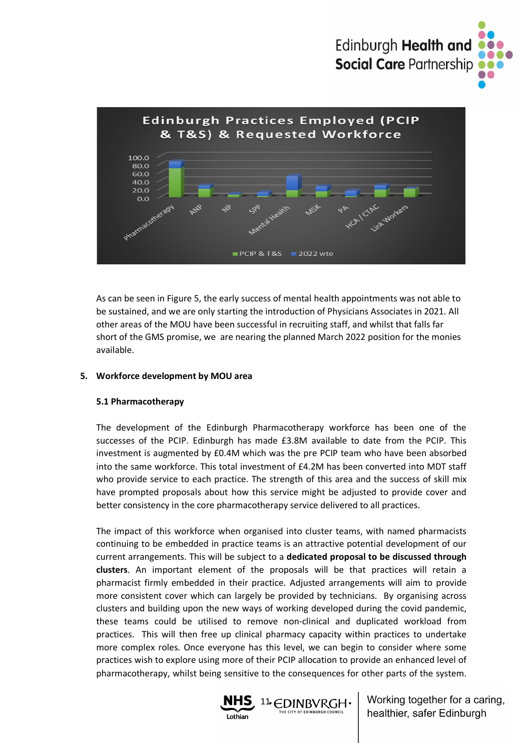**Edinburgh Practices Employed (PCIP & T&S) & Requested Workforce**

As can be seen in Figure 5, the early success of mental health appointments was not able to be sustained, and we are only starting the introduction of Physicians Associates in 2021. All other areas of the MOU have been successful in recruiting staff, and whilst that falls far short of the GMS promise, we are nearing the planned March 2022 position for the monies available.

## 5. Workforce development by MOU area

### 5.1 Pharmacotherapy

The development of the Edinburgh Pharmacotherapy workforce has been one of the successes of the PCIP. Edinburgh has made £3.8M available to date from the PCIP. This investment is augmented by £0.4M which was the pre PCIP team who have been absorbed into the same workforce. This total investment of £4.2M has been converted into MDT staff who provide service to each practice. The strength of this area and the success of skill mix have prompted proposals about how this service might be adjusted to provide cover and better consistency in the core pharmacotherapy service delivered to all practices.

The impact of this workforce when organised into cluster teams, with named pharmacists continuing to be embedded in practice teams is an attractive potential development of our current arrangements. This will be subject to a **dedicated proposal to be discussed through clusters**. An important element of the proposals will be that practices will retain a pharmacist firmly embedded in their practice. Adjusted arrangements will aim to provide more consistent cover which can largely be provided by technicians. By organising across clusters and building upon the new ways of working developed during the covid pandemic, these teams could be utilised to remove non-clinical and duplicated workload from practices. This will then free up clinical pharmacy capacity within practices to undertake more complex roles. Once everyone has this level, we can begin to consider where some practices wish to explore using more of their PCIP allocation to provide an enhanced level of pharmacotherapy, whilst being sensitive to the consequences for other parts of the system.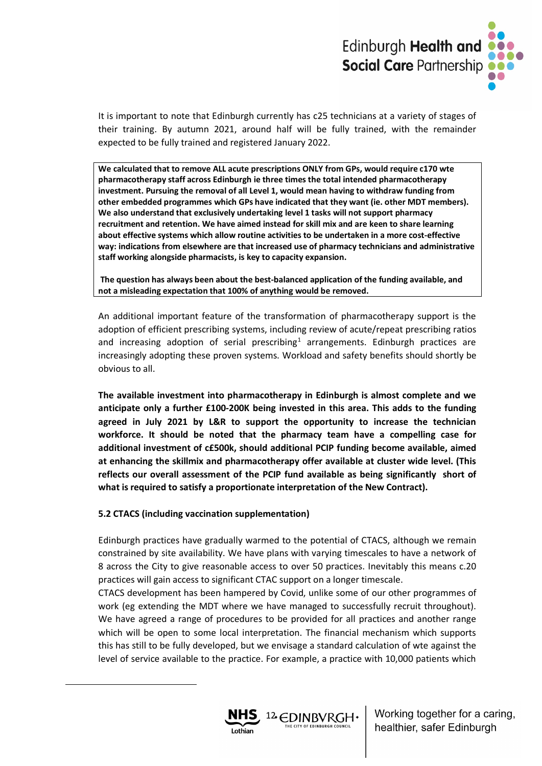It is important to note that Edinburgh currently has c25 technicians at a variety of stages of their training. By autumn 2021, around half will be fully trained, with the remainder expected to be fully trained and registered January 2022.

**We calculated that to remove ALL acute prescriptions ONLY from GPs, would require c170 wte pharmacotherapy staff across Edinburgh ie three times the total intended pharmacotherapy investment. Pursuing the removal of all Level 1, would mean having to withdraw funding from other embedded programmes which GPs have indicated that they want (ie. other MDT members). We also understand that exclusively undertaking level 1 tasks will not support pharmacy recruitment and retention. We have aimed instead for skill mix and are keen to share learning about effective systems which allow routine activities to be undertaken in a more cost-effective way: indications from elsewhere are that increased use of pharmacy technicians and administrative staff working alongside pharmacists, is key to capacity expansion.**

**The question has always been about the best-balanced application of the funding available, and not a misleading expectation that 100% of anything would be removed.**

An additional important feature of the transformation of pharmacotherapy support is the adoption of efficient prescribing systems, including review of acute/repeat prescribing ratios and increasing adoption of serial prescribing[1] arrangements. Edinburgh practices are increasingly adopting these proven systems. Workload and safety benefits should shortly be obvious to all.

**The available investment into pharmacotherapy in Edinburgh is almost complete and we anticipate only a further £100-200K being invested in this area. This adds to the funding agreed in July 2021 by L&R to support the opportunity to increase the technician workforce. It should be noted that the pharmacy team have a compelling case for additional investment of c£500k, should additional PCIP funding become available, aimed at enhancing the skillmix and pharmacotherapy offer available at cluster wide level. (This reflects our overall assessment of the PCIP fund available as being significantly short of what is required to satisfy a proportionate interpretation of the New Contract).**

**5.2 CTACS (including vaccination supplementation)**

Edinburgh practices have gradually warmed to the potential of CTACS, although we remain constrained by site availability. We have plans with varying timescales to have a network of 8 across the City to give reasonable access to over 50 practices. Inevitably this means c.20 practices will gain access to significant CTAC support on a longer timescale.

CTACS development has been hampered by Covid, unlike some of our other programmes of work (eg extending the MDT where we have managed to successfully recruit throughout). We have agreed a range of procedures to be provided for all practices and another range which will be open to some local interpretation. The financial mechanism which supports this has still to be fully developed, but we envisage a standard calculation of wte against the level of service available to the practice. For example, a practice with 10,000 patients which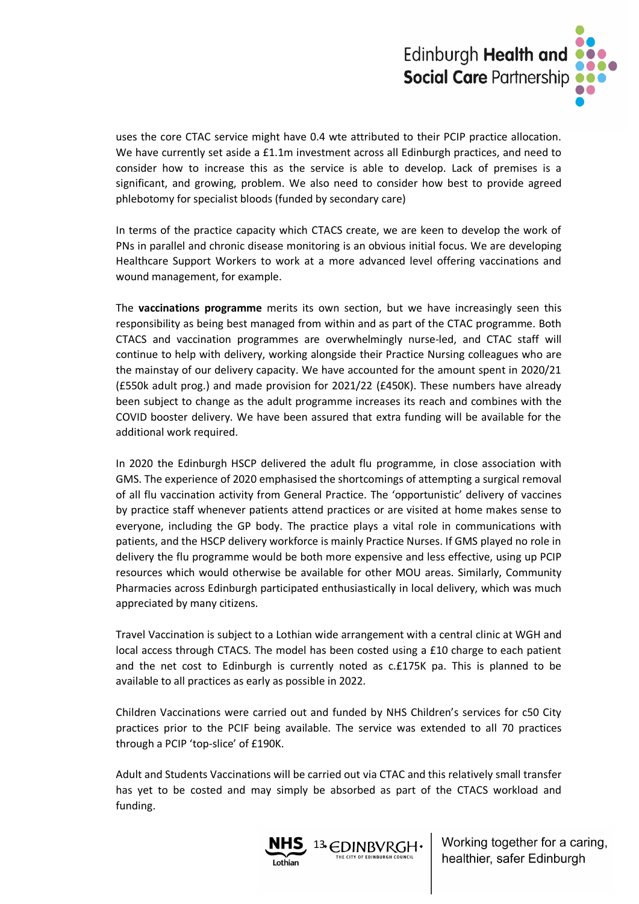uses the core CTAC service might have 0.4 wte attributed to their PCIP practice allocation. We have currently set aside a £1.1m investment across all Edinburgh practices, and need to consider how to increase this as the service is able to develop. Lack of premises is a significant, and growing, problem. We also need to consider how best to provide agreed phlebotomy for specialist bloods (funded by secondary care)

In terms of the practice capacity which CTACS create, we are keen to develop the work of PNs in parallel and chronic disease monitoring is an obvious initial focus. We are developing Healthcare Support Workers to work at a more advanced level offering vaccinations and wound management, for example.

The **vaccinations programme** merits its own section, but we have increasingly seen this responsibility as being best managed from within and as part of the CTAC programme. Both CTACS and vaccination programmes are overwhelmingly nurse-led, and CTAC staff will continue to help with delivery, working alongside their Practice Nursing colleagues who are the mainstay of our delivery capacity. We have accounted for the amount spent in 2020/21 (£550k adult prog.) and made provision for 2021/22 (£450K). These numbers have already been subject to change as the adult programme increases its reach and combines with the COVID booster delivery. We have been assured that extra funding will be available for the additional work required.

In 2020 the Edinburgh HSCP delivered the adult flu programme, in close association with GMS. The experience of 2020 emphasised the shortcomings of attempting a surgical removal of all flu vaccination activity from General Practice. The 'opportunistic' delivery of vaccines by practice staff whenever patients attend practices or are visited at home makes sense to everyone, including the GP body. The practice plays a vital role in communications with patients, and the HSCP delivery workforce is mainly Practice Nurses. If GMS played no role in delivery the flu programme would be both more expensive and less effective, using up PCIP resources which would otherwise be available for other MOU areas. Similarly, Community Pharmacies across Edinburgh participated enthusiastically in local delivery, which was much appreciated by many citizens.

Travel Vaccination is subject to a Lothian wide arrangement with a central clinic at WGH and local access through CTACS. The model has been costed using a £10 charge to each patient and the net cost to Edinburgh is currently noted as c.£175K pa. This is planned to be available to all practices as early as possible in 2022.

Children Vaccinations were carried out and funded by NHS Children's services for c50 City practices prior to the PCIF being available. The service was extended to all 70 practices through a PCIP 'top-slice' of £190K.

Adult and Students Vaccinations will be carried out via CTAC and this relatively small transfer has yet to be costed and may simply be absorbed as part of the CTACS workload and funding.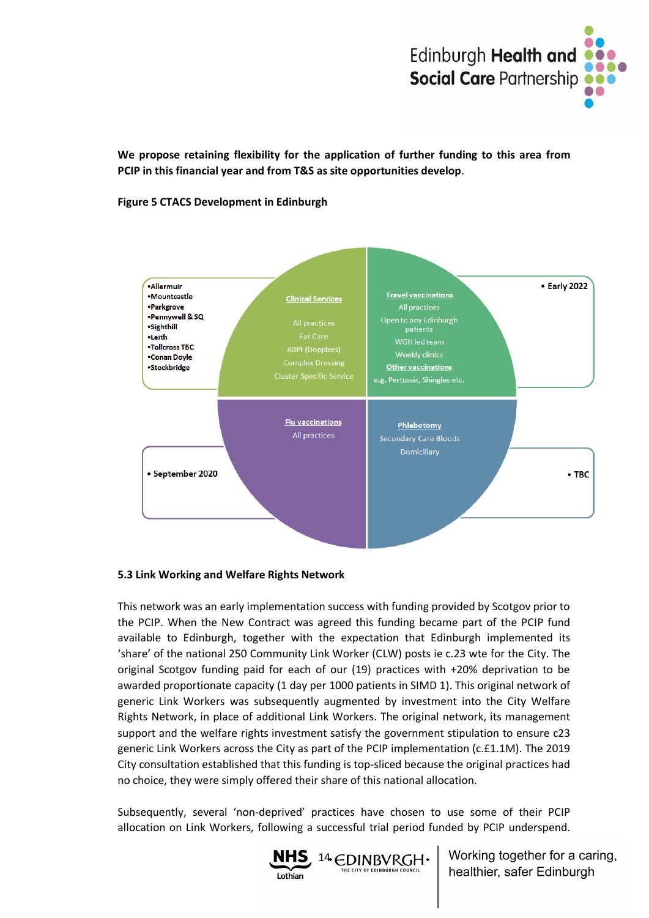**We propose retaining flexibility for the application of further funding to this area from PCIP in this financial year and from T&S as site opportunities develop**.

**Figure 5 CTACS Development in Edinburgh**

- Allermuir
- Mountcastle
- Parkgrove
- Pennywell & SQ
- Sighthill
- Leith
- Tollcross TBC
- Conan Doyle
- Stockbridge

**Clinical Services**

All practices
Ear Care
ABPI (Dopplers)
Complex Dressing
Cluster Specific Service

**Travel vaccinations**

All practices
Open to any Edinburgh patients
WGH led team
Weekly clinics

**Other vaccinations**

e.g. Pertussis, Shingles etc.

- Early 2022

**Flu vaccinations**

All practices

- September 2020

**Phlebotomy**

Secondary Care Bloods
Domiciliary

- TBC

### 5.3 Link Working and Welfare Rights Network

This network was an early implementation success with funding provided by Scotgov prior to the PCIP. When the New Contract was agreed this funding became part of the PCIP fund available to Edinburgh, together with the expectation that Edinburgh implemented its 'share' of the national 250 Community Link Worker (CLW) posts ie c.23 wte for the City. The original Scotgov funding paid for each of our (19) practices with +20% deprivation to be awarded proportionate capacity (1 day per 1000 patients in SIMD 1). This original network of generic Link Workers was subsequently augmented by investment into the City Welfare Rights Network, in place of additional Link Workers. The original network, its management support and the welfare rights investment satisfy the government stipulation to ensure c23 generic Link Workers across the City as part of the PCIP implementation (c.£1.1M). The 2019 City consultation established that this funding is top-sliced because the original practices had no choice, they were simply offered their share of this national allocation.

Subsequently, several 'non-deprived' practices have chosen to use some of their PCIP allocation on Link Workers, following a successful trial period funded by PCIP underspend.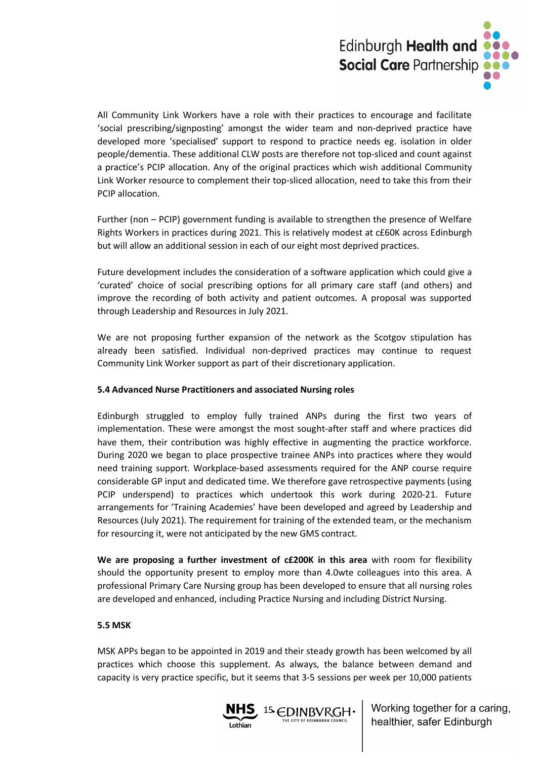All Community Link Workers have a role with their practices to encourage and facilitate 'social prescribing/signposting' amongst the wider team and non-deprived practice have developed more 'specialised' support to respond to practice needs eg. isolation in older people/dementia. These additional CLW posts are therefore not top-sliced and count against a practice's PCIP allocation. Any of the original practices which wish additional Community Link Worker resource to complement their top-sliced allocation, need to take this from their PCIP allocation.

Further (non – PCIP) government funding is available to strengthen the presence of Welfare Rights Workers in practices during 2021. This is relatively modest at c£60K across Edinburgh but will allow an additional session in each of our eight most deprived practices.

Future development includes the consideration of a software application which could give a 'curated' choice of social prescribing options for all primary care staff (and others) and improve the recording of both activity and patient outcomes. A proposal was supported through Leadership and Resources in July 2021.

We are not proposing further expansion of the network as the Scotgov stipulation has already been satisfied. Individual non-deprived practices may continue to request Community Link Worker support as part of their discretionary application.

**5.4 Advanced Nurse Practitioners and associated Nursing roles**

Edinburgh struggled to employ fully trained ANPs during the first two years of implementation. These were amongst the most sought-after staff and where practices did have them, their contribution was highly effective in augmenting the practice workforce. During 2020 we began to place prospective trainee ANPs into practices where they would need training support. Workplace-based assessments required for the ANP course require considerable GP input and dedicated time. We therefore gave retrospective payments (using PCIP underspend) to practices which undertook this work during 2020-21. Future arrangements for 'Training Academies' have been developed and agreed by Leadership and Resources (July 2021). The requirement for training of the extended team, or the mechanism for resourcing it, were not anticipated by the new GMS contract.

**We are proposing a further investment of c£200K in this area** with room for flexibility should the opportunity present to employ more than 4.0wte colleagues into this area. A professional Primary Care Nursing group has been developed to ensure that all nursing roles are developed and enhanced, including Practice Nursing and including District Nursing.

**5.5 MSK**

MSK APPs began to be appointed in 2019 and their steady growth has been welcomed by all practices which choose this supplement. As always, the balance between demand and capacity is very practice specific, but it seems that 3-5 sessions per week per 10,000 patients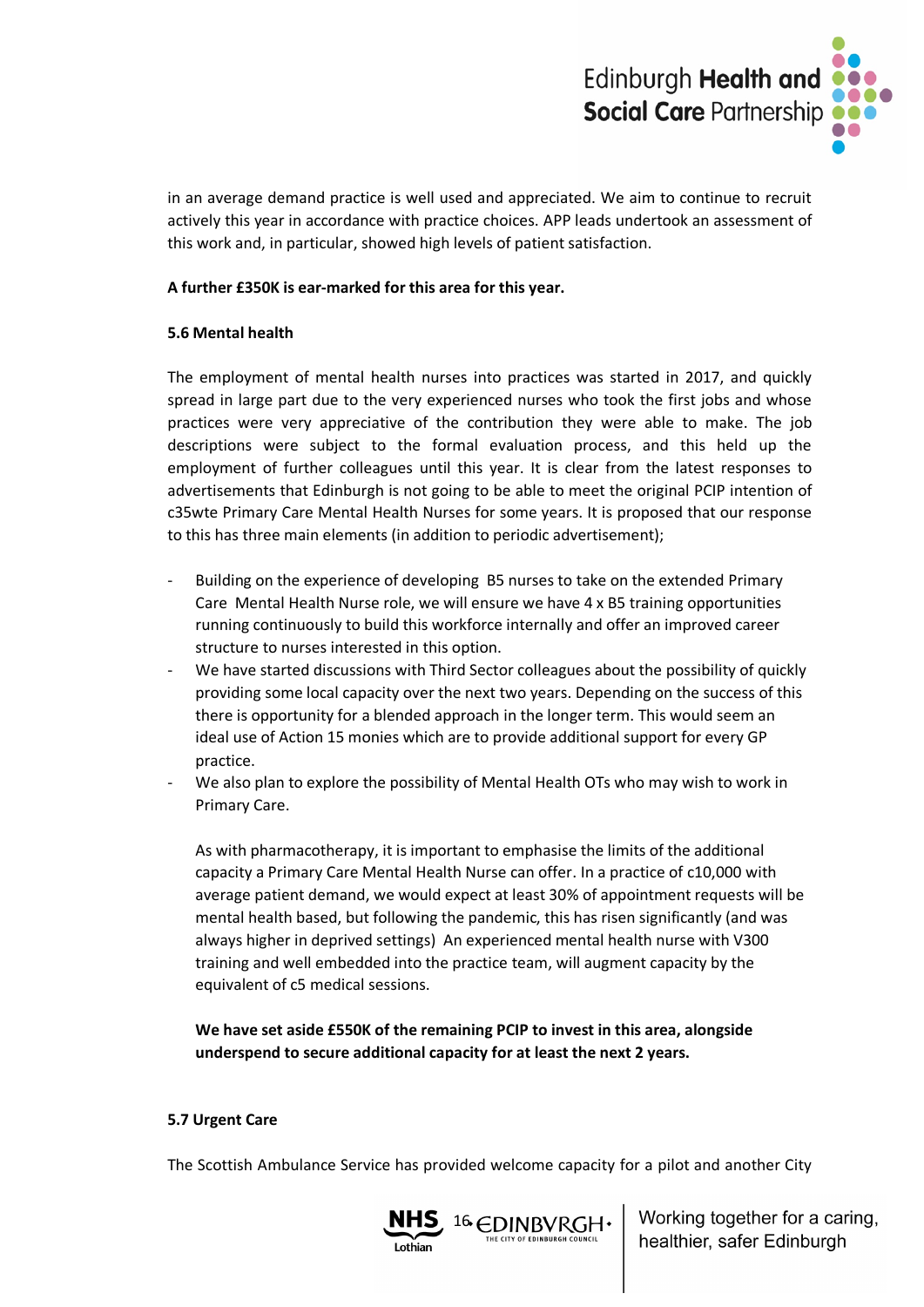in an average demand practice is well used and appreciated. We aim to continue to recruit actively this year in accordance with practice choices. APP leads undertook an assessment of this work and, in particular, showed high levels of patient satisfaction.

**A further £350K is ear-marked for this area for this year.**

**5.6 Mental health**

The employment of mental health nurses into practices was started in 2017, and quickly spread in large part due to the very experienced nurses who took the first jobs and whose practices were very appreciative of the contribution they were able to make. The job descriptions were subject to the formal evaluation process, and this held up the employment of further colleagues until this year. It is clear from the latest responses to advertisements that Edinburgh is not going to be able to meet the original PCIP intention of c35wte Primary Care Mental Health Nurses for some years. It is proposed that our response to this has three main elements (in addition to periodic advertisement);

- Building on the experience of developing B5 nurses to take on the extended Primary Care Mental Health Nurse role, we will ensure we have 4 x B5 training opportunities running continuously to build this workforce internally and offer an improved career structure to nurses interested in this option.
- We have started discussions with Third Sector colleagues about the possibility of quickly providing some local capacity over the next two years. Depending on the success of this there is opportunity for a blended approach in the longer term. This would seem an ideal use of Action 15 monies which are to provide additional support for every GP practice.
- We also plan to explore the possibility of Mental Health OTs who may wish to work in Primary Care.

  As with pharmacotherapy, it is important to emphasise the limits of the additional capacity a Primary Care Mental Health Nurse can offer. In a practice of c10,000 with average patient demand, we would expect at least 30% of appointment requests will be mental health based, but following the pandemic, this has risen significantly (and was always higher in deprived settings) An experienced mental health nurse with V300 training and well embedded into the practice team, will augment capacity by the equivalent of c5 medical sessions.

  **We have set aside £550K of the remaining PCIP to invest in this area, alongside underspend to secure additional capacity for at least the next 2 years.**

**5.7 Urgent Care**

The Scottish Ambulance Service has provided welcome capacity for a pilot and another City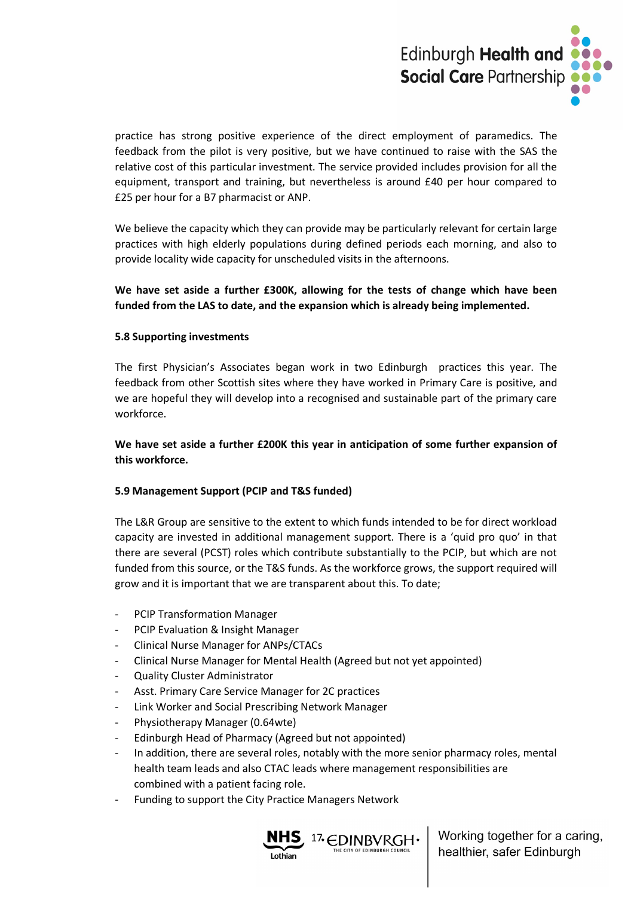practice has strong positive experience of the direct employment of paramedics. The feedback from the pilot is very positive, but we have continued to raise with the SAS the relative cost of this particular investment. The service provided includes provision for all the equipment, transport and training, but nevertheless is around £40 per hour compared to £25 per hour for a B7 pharmacist or ANP.

We believe the capacity which they can provide may be particularly relevant for certain large practices with high elderly populations during defined periods each morning, and also to provide locality wide capacity for unscheduled visits in the afternoons.

**We have set aside a further £300K, allowing for the tests of change which have been funded from the LAS to date, and the expansion which is already being implemented.**

**5.8 Supporting investments**

The first Physician's Associates began work in two Edinburgh practices this year. The feedback from other Scottish sites where they have worked in Primary Care is positive, and we are hopeful they will develop into a recognised and sustainable part of the primary care workforce.

**We have set aside a further £200K this year in anticipation of some further expansion of this workforce.**

**5.9 Management Support (PCIP and T&S funded)**

The L&R Group are sensitive to the extent to which funds intended to be for direct workload capacity are invested in additional management support. There is a 'quid pro quo' in that there are several (PCST) roles which contribute substantially to the PCIP, but which are not funded from this source, or the T&S funds. As the workforce grows, the support required will grow and it is important that we are transparent about this. To date;

- PCIP Transformation Manager
- PCIP Evaluation & Insight Manager
- Clinical Nurse Manager for ANPs/CTACs
- Clinical Nurse Manager for Mental Health (Agreed but not yet appointed)
- Quality Cluster Administrator
- Asst. Primary Care Service Manager for 2C practices
- Link Worker and Social Prescribing Network Manager
- Physiotherapy Manager (0.64wte)
- Edinburgh Head of Pharmacy (Agreed but not appointed)
- In addition, there are several roles, notably with the more senior pharmacy roles, mental health team leads and also CTAC leads where management responsibilities are combined with a patient facing role.
- Funding to support the City Practice Managers Network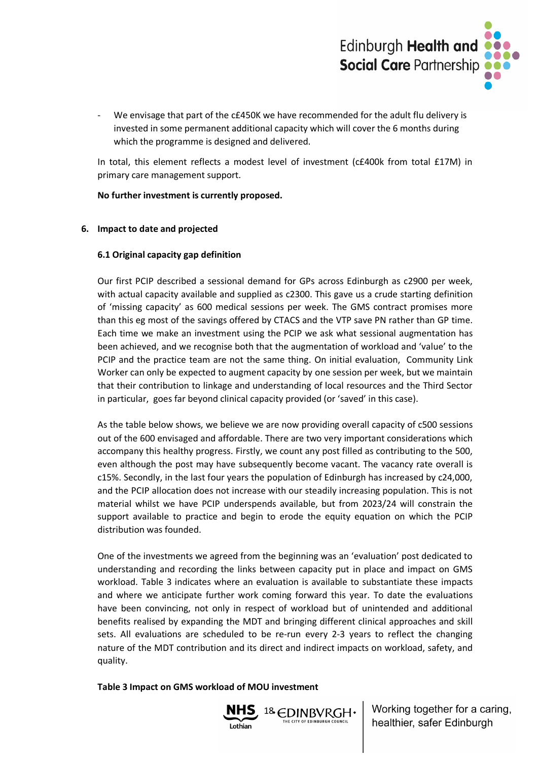- We envisage that part of the c£450K we have recommended for the adult flu delivery is invested in some permanent additional capacity which will cover the 6 months during which the programme is designed and delivered.

In total, this element reflects a modest level of investment (c£400k from total £17M) in primary care management support.

**No further investment is currently proposed.**

## 6. Impact to date and projected

### 6.1 Original capacity gap definition

Our first PCIP described a sessional demand for GPs across Edinburgh as c2900 per week, with actual capacity available and supplied as c2300. This gave us a crude starting definition of 'missing capacity' as 600 medical sessions per week. The GMS contract promises more than this eg most of the savings offered by CTACS and the VTP save PN rather than GP time. Each time we make an investment using the PCIP we ask what sessional augmentation has been achieved, and we recognise both that the augmentation of workload and 'value' to the PCIP and the practice team are not the same thing. On initial evaluation, Community Link Worker can only be expected to augment capacity by one session per week, but we maintain that their contribution to linkage and understanding of local resources and the Third Sector in particular, goes far beyond clinical capacity provided (or 'saved' in this case).

As the table below shows, we believe we are now providing overall capacity of c500 sessions out of the 600 envisaged and affordable. There are two very important considerations which accompany this healthy progress. Firstly, we count any post filled as contributing to the 500, even although the post may have subsequently become vacant. The vacancy rate overall is c15%. Secondly, in the last four years the population of Edinburgh has increased by c24,000, and the PCIP allocation does not increase with our steadily increasing population. This is not material whilst we have PCIP underspends available, but from 2023/24 will constrain the support available to practice and begin to erode the equity equation on which the PCIP distribution was founded.

One of the investments we agreed from the beginning was an 'evaluation' post dedicated to understanding and recording the links between capacity put in place and impact on GMS workload. Table 3 indicates where an evaluation is available to substantiate these impacts and where we anticipate further work coming forward this year. To date the evaluations have been convincing, not only in respect of workload but of unintended and additional benefits realised by expanding the MDT and bringing different clinical approaches and skill sets. All evaluations are scheduled to be re-run every 2-3 years to reflect the changing nature of the MDT contribution and its direct and indirect impacts on workload, safety, and quality.

**Table 3 Impact on GMS workload of MOU investment**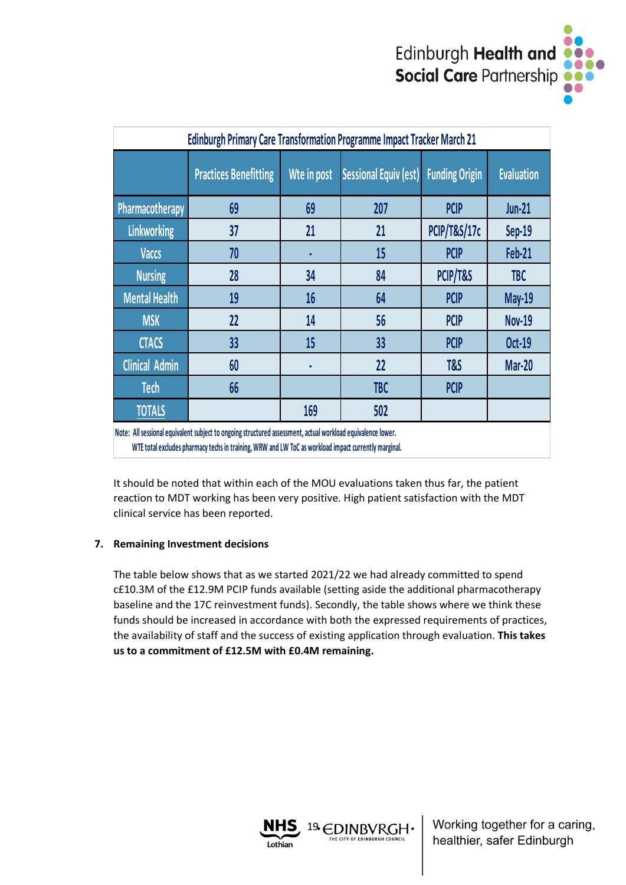| Edinburgh Primary Care Transformation Programme Impact Tracker March 21 | | | | | |
|---|---|---|---|---|---|
| | Practices Benefitting | Wte in post | Sessional Equiv (est) | Funding Origin | Evaluation |
| Pharmacotherapy | 69 | 69 | 207 | PCIP | Jun-21 |
| Linkworking | 37 | 21 | 21 | PCIP/T&S/17c | Sep-19 |
| Vaccs | 70 | - | 15 | PCIP | Feb-21 |
| Nursing | 28 | 34 | 84 | PCIP/T&S | TBC |
| Mental Health | 19 | 16 | 64 | PCIP | May-19 |
| MSK | 22 | 14 | 56 | PCIP | Nov-19 |
| CTACS | 33 | 15 | 33 | PCIP | Oct-19 |
| Clinical Admin | 60 | - | 22 | T&S | Mar-20 |
| Tech | 66 | | TBC | PCIP | |
| TOTALS | | 169 | 502 | | |

Note: All sessional equivalent subject to ongoing structured assessment, actual workload equivalence lower.
WTE total excludes pharmacy techs in training, WRW and LW ToC as workload impact currently marginal.

It should be noted that within each of the MOU evaluations taken thus far, the patient reaction to MDT working has been very positive. High patient satisfaction with the MDT clinical service has been reported.

## 7. Remaining Investment decisions

The table below shows that as we started 2021/22 we had already committed to spend c£10.3M of the £12.9M PCIP funds available (setting aside the additional pharmacotherapy baseline and the 17C reinvestment funds). Secondly, the table shows where we think these funds should be increased in accordance with both the expressed requirements of practices, the availability of staff and the success of existing application through evaluation. **This takes us to a commitment of £12.5M with £0.4M remaining.**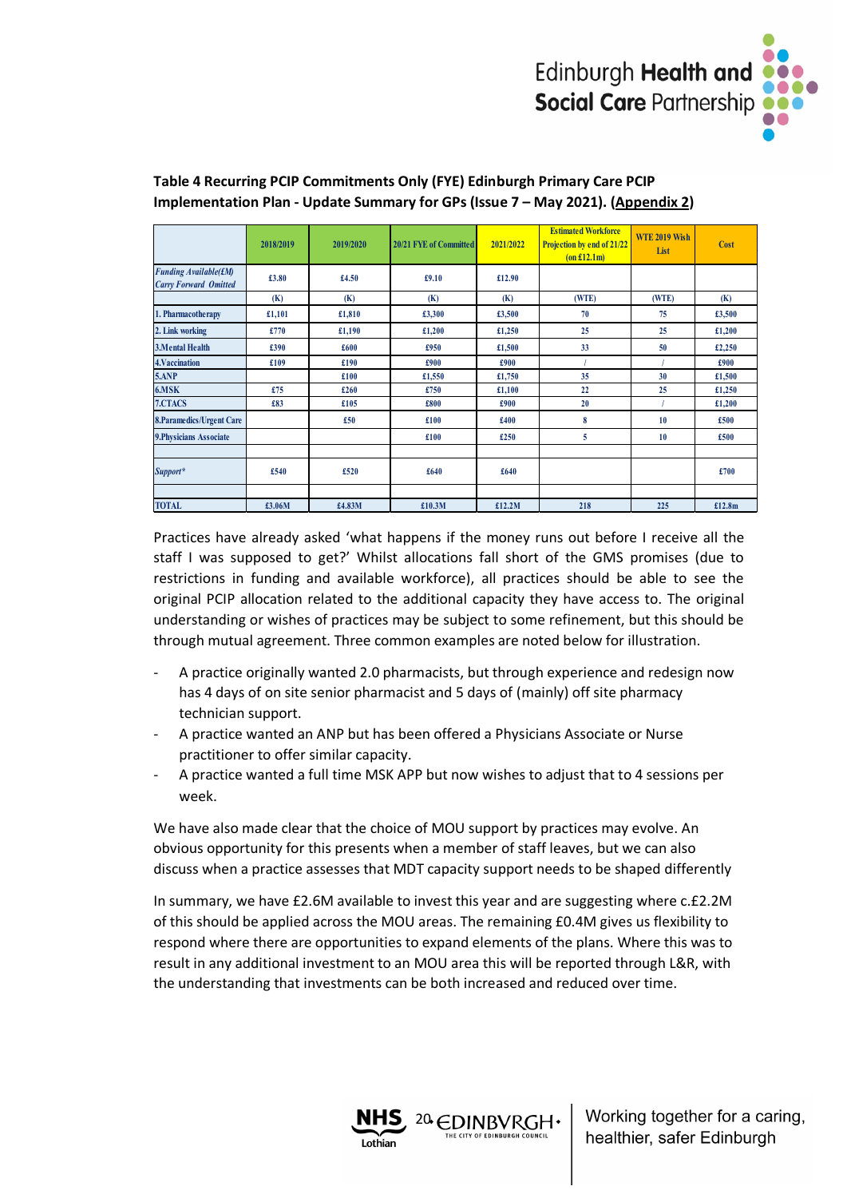**Table 4 Recurring PCIP Commitments Only (FYE) Edinburgh Primary Care PCIP Implementation Plan - Update Summary for GPs (Issue 7 – May 2021). (Appendix 2)**

| | 2018/2019 | 2019/2020 | 20/21 FYE of Committed | 2021/2022 | Estimated Workforce Projection by end of 21/22 (on £12.1m) | WTE 2019 Wish List | Cost |
|---|---|---|---|---|---|---|---|
| *Funding Available(£M) Carry Forward Omitted* | £3.80 | £4.50 | £9.10 | £12.90 | | | |
| | (K) | (K) | (K) | (K) | (WTE) | (WTE) | (K) |
| 1. Pharmacotherapy | £1,101 | £1,810 | £3,300 | £3,500 | 70 | 75 | £3,500 |
| 2. Link working | £770 | £1,190 | £1,200 | £1,250 | 25 | 25 | £1,200 |
| 3.Mental Health | £390 | £600 | £950 | £1,500 | 33 | 50 | £2,250 |
| 4.Vaccination | £109 | £190 | £900 | £900 | / | / | £900 |
| 5.ANP | | £100 | £1,550 | £1,750 | 35 | 30 | £1,500 |
| 6.MSK | £75 | £260 | £750 | £1,100 | 22 | 25 | £1,250 |
| 7.CTACS | £83 | £105 | £800 | £900 | 20 | / | £1,200 |
| 8.Paramedics/Urgent Care | | £50 | £100 | £400 | 8 | 10 | £500 |
| 9.Physicians Associate | | | £100 | £250 | 5 | 10 | £500 |
| | | | | | | | |
| *Support\** | £540 | £520 | £640 | £640 | | | £700 |
| | | | | | | | |
| TOTAL | £3.06M | £4.83M | £10.3M | £12.2M | 218 | 225 | £12.8m |

Practices have already asked 'what happens if the money runs out before I receive all the staff I was supposed to get?' Whilst allocations fall short of the GMS promises (due to restrictions in funding and available workforce), all practices should be able to see the original PCIP allocation related to the additional capacity they have access to. The original understanding or wishes of practices may be subject to some refinement, but this should be through mutual agreement. Three common examples are noted below for illustration.

- A practice originally wanted 2.0 pharmacists, but through experience and redesign now has 4 days of on site senior pharmacist and 5 days of (mainly) off site pharmacy technician support.
- A practice wanted an ANP but has been offered a Physicians Associate or Nurse practitioner to offer similar capacity.
- A practice wanted a full time MSK APP but now wishes to adjust that to 4 sessions per week.

We have also made clear that the choice of MOU support by practices may evolve. An obvious opportunity for this presents when a member of staff leaves, but we can also discuss when a practice assesses that MDT capacity support needs to be shaped differently

In summary, we have £2.6M available to invest this year and are suggesting where c.£2.2M of this should be applied across the MOU areas. The remaining £0.4M gives us flexibility to respond where there are opportunities to expand elements of the plans. Where this was to result in any additional investment to an MOU area this will be reported through L&R, with the understanding that investments can be both increased and reduced over time.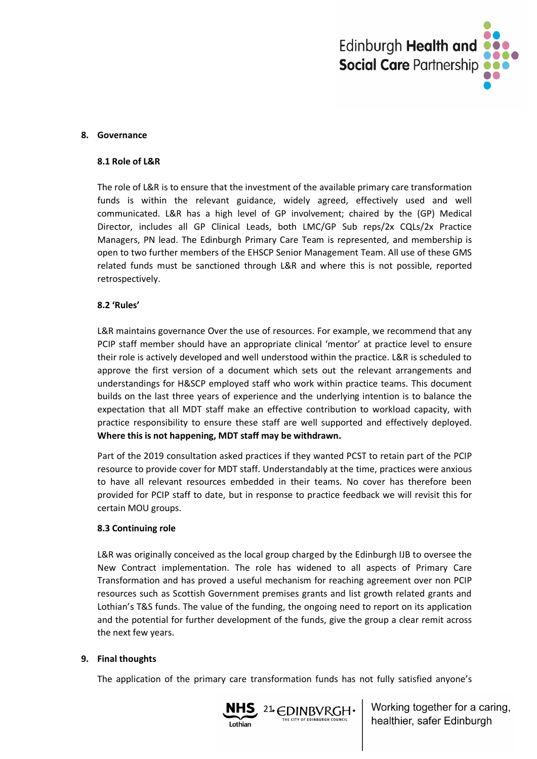## 8. Governance

### 8.1 Role of L&R

The role of L&R is to ensure that the investment of the available primary care transformation funds is within the relevant guidance, widely agreed, effectively used and well communicated. L&R has a high level of GP involvement; chaired by the (GP) Medical Director, includes all GP Clinical Leads, both LMC/GP Sub reps/2x CQLs/2x Practice Managers, PN lead. The Edinburgh Primary Care Team is represented, and membership is open to two further members of the EHSCP Senior Management Team. All use of these GMS related funds must be sanctioned through L&R and where this is not possible, reported retrospectively.

### 8.2 'Rules'

L&R maintains governance Over the use of resources. For example, we recommend that any PCIP staff member should have an appropriate clinical 'mentor' at practice level to ensure their role is actively developed and well understood within the practice. L&R is scheduled to approve the first version of a document which sets out the relevant arrangements and understandings for H&SCP employed staff who work within practice teams. This document builds on the last three years of experience and the underlying intention is to balance the expectation that all MDT staff make an effective contribution to workload capacity, with practice responsibility to ensure these staff are well supported and effectively deployed. **Where this is not happening, MDT staff may be withdrawn.**

Part of the 2019 consultation asked practices if they wanted PCST to retain part of the PCIP resource to provide cover for MDT staff. Understandably at the time, practices were anxious to have all relevant resources embedded in their teams. No cover has therefore been provided for PCIP staff to date, but in response to practice feedback we will revisit this for certain MOU groups.

### 8.3 Continuing role

L&R was originally conceived as the local group charged by the Edinburgh IJB to oversee the New Contract implementation. The role has widened to all aspects of Primary Care Transformation and has proved a useful mechanism for reaching agreement over non PCIP resources such as Scottish Government premises grants and list growth related grants and Lothian's T&S funds. The value of the funding, the ongoing need to report on its application and the potential for further development of the funds, give the group a clear remit across the next few years.

## 9. Final thoughts

The application of the primary care transformation funds has not fully satisfied anyone's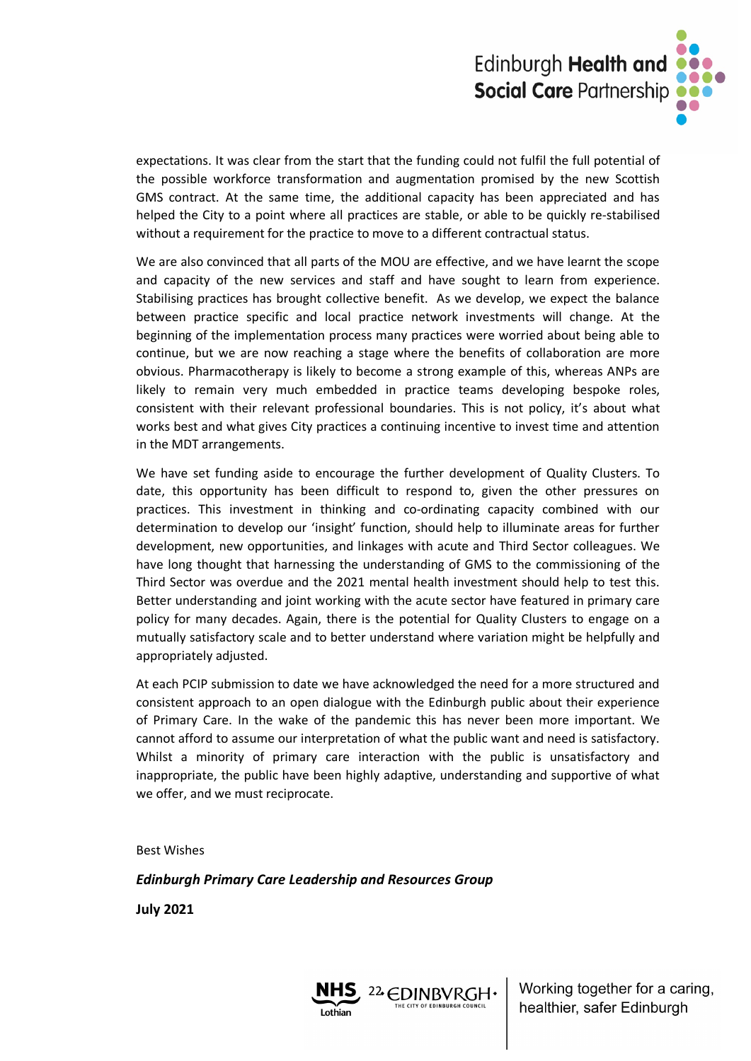expectations. It was clear from the start that the funding could not fulfil the full potential of the possible workforce transformation and augmentation promised by the new Scottish GMS contract. At the same time, the additional capacity has been appreciated and has helped the City to a point where all practices are stable, or able to be quickly re-stabilised without a requirement for the practice to move to a different contractual status.

We are also convinced that all parts of the MOU are effective, and we have learnt the scope and capacity of the new services and staff and have sought to learn from experience. Stabilising practices has brought collective benefit. As we develop, we expect the balance between practice specific and local practice network investments will change. At the beginning of the implementation process many practices were worried about being able to continue, but we are now reaching a stage where the benefits of collaboration are more obvious. Pharmacotherapy is likely to become a strong example of this, whereas ANPs are likely to remain very much embedded in practice teams developing bespoke roles, consistent with their relevant professional boundaries. This is not policy, it's about what works best and what gives City practices a continuing incentive to invest time and attention in the MDT arrangements.

We have set funding aside to encourage the further development of Quality Clusters. To date, this opportunity has been difficult to respond to, given the other pressures on practices. This investment in thinking and co-ordinating capacity combined with our determination to develop our 'insight' function, should help to illuminate areas for further development, new opportunities, and linkages with acute and Third Sector colleagues. We have long thought that harnessing the understanding of GMS to the commissioning of the Third Sector was overdue and the 2021 mental health investment should help to test this. Better understanding and joint working with the acute sector have featured in primary care policy for many decades. Again, there is the potential for Quality Clusters to engage on a mutually satisfactory scale and to better understand where variation might be helpfully and appropriately adjusted.

At each PCIP submission to date we have acknowledged the need for a more structured and consistent approach to an open dialogue with the Edinburgh public about their experience of Primary Care. In the wake of the pandemic this has never been more important. We cannot afford to assume our interpretation of what the public want and need is satisfactory. Whilst a minority of primary care interaction with the public is unsatisfactory and inappropriate, the public have been highly adaptive, understanding and supportive of what we offer, and we must reciprocate.

Best Wishes

***Edinburgh Primary Care Leadership and Resources Group***

**July 2021**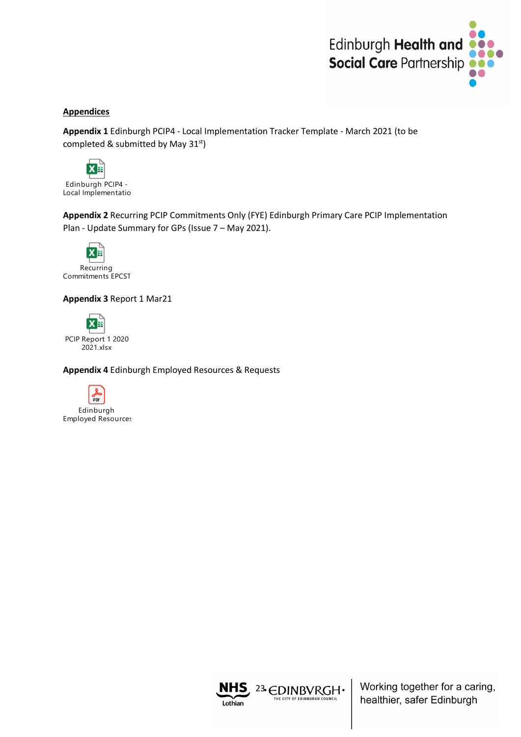**Appendices**

**Appendix 1** Edinburgh PCIP4 - Local Implementation Tracker Template - March 2021 (to be completed & submitted by May 31st)

Edinburgh PCIP4 - Local Implementatio

**Appendix 2** Recurring PCIP Commitments Only (FYE) Edinburgh Primary Care PCIP Implementation Plan - Update Summary for GPs (Issue 7 – May 2021).

Recurring Commitments EPCST

**Appendix 3** Report 1 Mar21

PCIP Report 1 2020 2021.xlsx

**Appendix 4** Edinburgh Employed Resources & Requests

Edinburgh Employed Resources